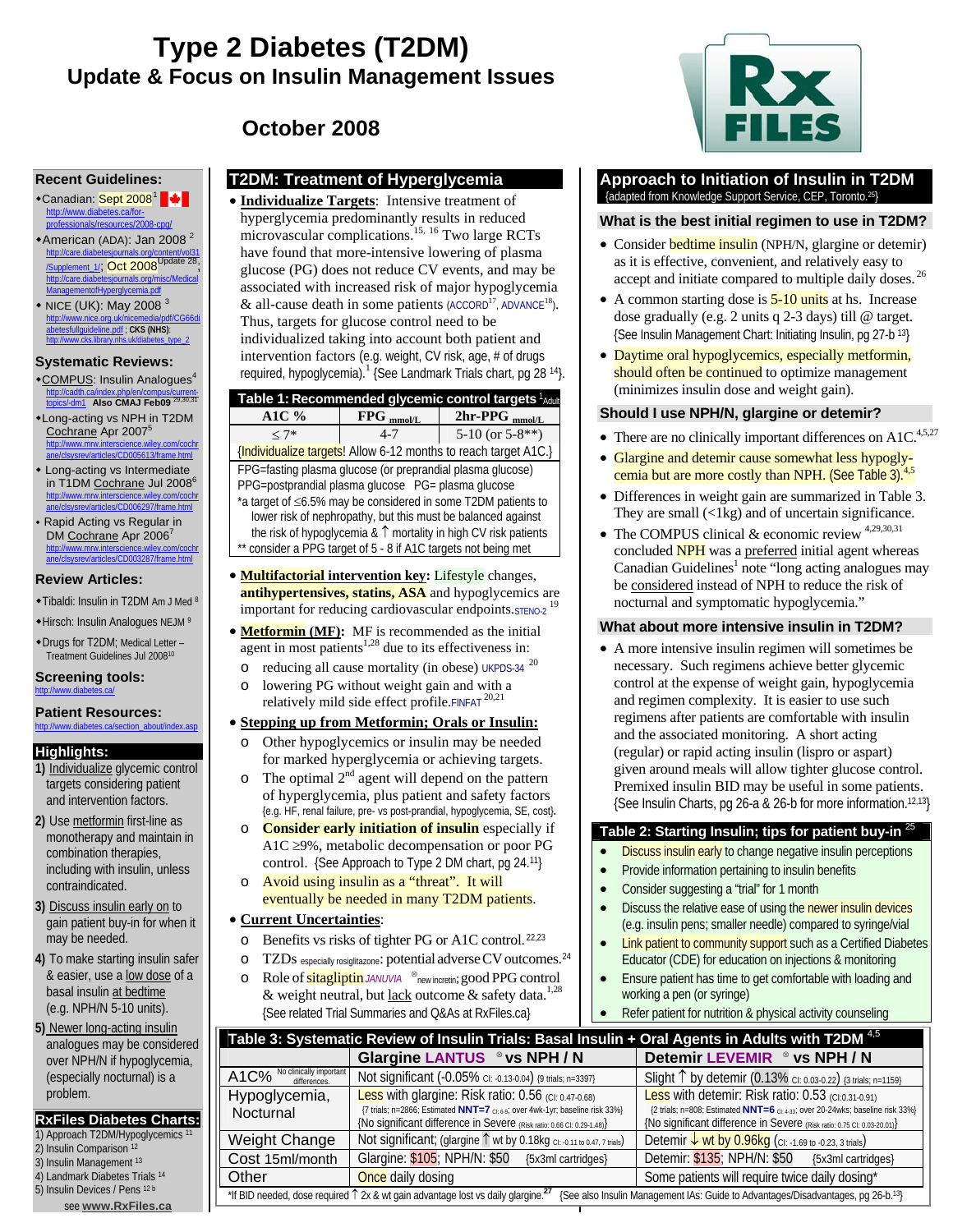# Type 2 Diabetes (T2DM)

## Update & Focus on Insulin Management Issues

### October 2008

### Recent Guidelines:

- Canadian: Sept 2008[1] http://www.diabetes.ca/for-professionals/resources/2008-cpg/
- American (ADA): Jan 2008 [2] http://care.diabetesjournals.org/content/vol31/Supplement_1/; Oct 2008[Update 28]; http://care.diabetesjournals.org/misc/MedicalManagementofHyperglycemia.pdf
- NICE (UK): May 2008 [3] http://www.nice.org.uk/nicemedia/pdf/CG66diabetesfullguideline.pdf ; **CKS (NHS)**: http://www.cks.library.nhs.uk/diabetes_type_2

### Systematic Reviews:

- COMPUS: Insulin Analogues[4] http://cadth.ca/index.php/en/compus/current-topics/dm1 **Also CMAJ Feb09** [29,30,31]
- Long-acting vs NPH in T2DM Cochrane Apr 2007[5] http://www.mrw.interscience.wiley.com/cochrane/clsysrev/articles/CD005613/frame.html
- Long-acting vs Intermediate in T1DM Cochrane Jul 2008[6] http://www.mrw.interscience.wiley.com/cochrane/clsysrev/articles/CD006297/frame.html
- Rapid Acting vs Regular in DM Cochrane Apr 2006[7] http://www.mrw.interscience.wiley.com/cochrane/clsysrev/articles/CD003287/frame.html

### Review Articles:

- Tibaldi: Insulin in T2DM Am J Med [8]
- Hirsch: Insulin Analogues NEJM [9]
- Drugs for T2DM; Medical Letter – Treatment Guidelines Jul 2008[10]

### Screening tools:

http://www.diabetes.ca/

### Patient Resources:

http://www.diabetes.ca/section_about/index.asp

### Highlights:

1) Individualize glycemic control targets considering patient and intervention factors.

2) Use metformin first-line as monotherapy and maintain in combination therapies, including with insulin, unless contraindicated.

3) Discuss insulin early on to gain patient buy-in for when it may be needed.

4) To make starting insulin safer & easier, use a low dose of a basal insulin at bedtime (e.g. NPH/N 5-10 units).

5) Newer long-acting insulin analogues may be considered over NPH/N if hypoglycemia, (especially nocturnal) is a problem.

### RxFiles Diabetes Charts:

1) Approach T2DM/Hypoglycemics [11]
2) Insulin Comparison [12]
3) Insulin Management [13]
4) Landmark Diabetes Trials [14]
5) Insulin Devices / Pens [12b]

see **www.RxFiles.ca**

## T2DM: Treatment of Hyperglycemia

- **Individualize Targets**: Intensive treatment of hyperglycemia predominantly results in reduced microvascular complications.[15, 16] Two large RCTs have found that more-intensive lowering of plasma glucose (PG) does not reduce CV events, and may be associated with increased risk of major hypoglycemia & all-cause death in some patients (ACCORD[17], ADVANCE[18]). Thus, targets for glucose control need to be individualized taking into account both patient and intervention factors (e.g. weight, CV risk, age, # of drugs required, hypoglycemia).[1] {See Landmark Trials chart, pg 28 [14]}.

**Table 1: Recommended glycemic control targets** [1 Adult]

| A1C % | FPG $_{mmol/L}$ | 2hr-PPG $_{mmol/L}$ |
|---|---|---|
| ≤ 7* | 4-7 | 5-10 (or 5-8**) |
| {Individualize targets! Allow 6-12 months to reach target A1C.} | | |

FPG=fasting plasma glucose (or preprandial plasma glucose)
PPG=postprandial plasma glucose PG= plasma glucose
*a target of ≤6.5% may be considered in some T2DM patients to lower risk of nephropathy, but this must be balanced against the risk of hypoglycemia & ↑ mortality in high CV risk patients
** consider a PPG target of 5 - 8 if A1C targets not being met

- **Multifactorial intervention key:** Lifestyle changes, **antihypertensives, statins, ASA** and hypoglycemics are important for reducing cardiovascular endpoints.STENO-2 [19]
- **Metformin (MF):** MF is recommended as the initial agent in most patients[1,28] due to its effectiveness in:
  - reducing all cause mortality (in obese) UKPDS-34 [20]
  - lowering PG without weight gain and with a relatively mild side effect profile.FINFAT [20,21]
- **Stepping up from Metformin; Orals or Insulin:**
  - Other hypoglycemics or insulin may be needed for marked hyperglycemia or achieving targets.
  - The optimal 2nd agent will depend on the pattern of hyperglycemia, plus patient and safety factors {e.g. HF, renal failure, pre- vs post-prandial, hypoglycemia, SE, cost}.
  - **Consider early initiation of insulin** especially if A1C ≥9%, metabolic decompensation or poor PG control. {See Approach to Type 2 DM chart, pg 24.[11]}
  - Avoid using insulin as a "threat". It will eventually be needed in many T2DM patients.
- **Current Uncertainties**:
  - Benefits vs risks of tighter PG or A1C control.[22,23]
  - TZDs especially rosiglitazone: potential adverse CV outcomes.[24]
  - Role of sitagliptin JANUVIA ® new incretin; good PPG control & weight neutral, but lack outcome & safety data.[1,28] {See related Trial Summaries and Q&As at RxFiles.ca}

## Approach to Initiation of Insulin in T2DM

{adapted from Knowledge Support Service, CEP, Toronto.[25]}

### What is the best initial regimen to use in T2DM?

- Consider bedtime insulin (NPH/N, glargine or detemir) as it is effective, convenient, and relatively easy to accept and initiate compared to multiple daily doses.[26]
- A common starting dose is 5-10 units at hs. Increase dose gradually (e.g. 2 units q 2-3 days) till @ target. {See Insulin Management Chart: Initiating Insulin, pg 27-b [13]}
- Daytime oral hypoglycemics, especially metformin, should often be continued to optimize management (minimizes insulin dose and weight gain).

### Should I use NPH/N, glargine or detemir?

- There are no clinically important differences on A1C.[4,5,27]
- Glargine and detemir cause somewhat less hypoglycemia but are more costly than NPH. (See Table 3).[4,5]
- Differences in weight gain are summarized in Table 3. They are small (<1kg) and of uncertain significance.
- The COMPUS clinical & economic review [4,29,30,31] concluded NPH was a preferred initial agent whereas Canadian Guidelines[1] note "long acting analogues may be considered instead of NPH to reduce the risk of nocturnal and symptomatic hypoglycemia."

### What about more intensive insulin in T2DM?

- A more intensive insulin regimen will sometimes be necessary. Such regimens achieve better glycemic control at the expense of weight gain, hypoglycemia and regimen complexity. It is easier to use such regimens after patients are comfortable with insulin and the associated monitoring. A short acting (regular) or rapid acting insulin (lispro or aspart) given around meals will allow tighter glucose control. Premixed insulin BID may be useful in some patients. {See Insulin Charts, pg 26-a & 26-b for more information.[12,13]}

### Table 2: Starting Insulin; tips for patient buy-in [25]

- Discuss insulin early to change negative insulin perceptions
- Provide information pertaining to insulin benefits
- Consider suggesting a "trial" for 1 month
- Discuss the relative ease of using the newer insulin devices (e.g. insulin pens; smaller needle) compared to syringe/vial
- Link patient to community support such as a Certified Diabetes Educator (CDE) for education on injections & monitoring
- Ensure patient has time to get comfortable with loading and working a pen (or syringe)
- Refer patient for nutrition & physical activity counseling

**Table 3: Systematic Review of Insulin Trials: Basal Insulin + Oral Agents in Adults with T2DM** [4,5]

| | Glargine LANTUS ® vs NPH / N | Detemir LEVEMIR ® vs NPH / N |
|---|---|---|
| A1C% (No clinically important differences.) | Not significant (-0.05% CI: -0.13-0.04) {9 trials; n=3397} | Slight ↑ by detemir (0.13% CI: 0.03-0.22) {3 trials; n=1159} |
| Hypoglycemia, Nocturnal | Less with glargine: Risk ratio: 0.56 (CI: 0.47-0.68) {7 trials; n=2866; Estimated **NNT=7** CI: 6-9; over 4wk-1yr; baseline risk 33%} {No significant difference in Severe (Risk ratio: 0.66 CI: 0.29-1.48)} | Less with detemir: Risk ratio: 0.53 (CI:0.31-0.91) {2 trials; n=808; Estimated **NNT=6** CI: 4-33; over 20-24wks; baseline risk 33%} {No significant difference in Severe (Risk ratio: 0.75 CI: 0.03-20.01)} |
| Weight Change | Not significant; (glargine ↑ wt by 0.18kg CI: -0.11 to 0.47, 7 trials) | Detemir ↓ wt by 0.96kg (CI: -1.69 to -0.23, 3 trials) |
| Cost 15ml/month | Glargine: $105; NPH/N: $50 {5x3ml cartridges} | Detemir: $135; NPH/N: $50 {5x3ml cartridges} |
| Other | Once daily dosing | Some patients will require twice daily dosing* |

*If BID needed, dose required ↑ 2x & wt gain advantage lost vs daily glargine.[27] {See also Insulin Management IAs: Guide to Advantages/Disadvantages, pg 26-b.[13]}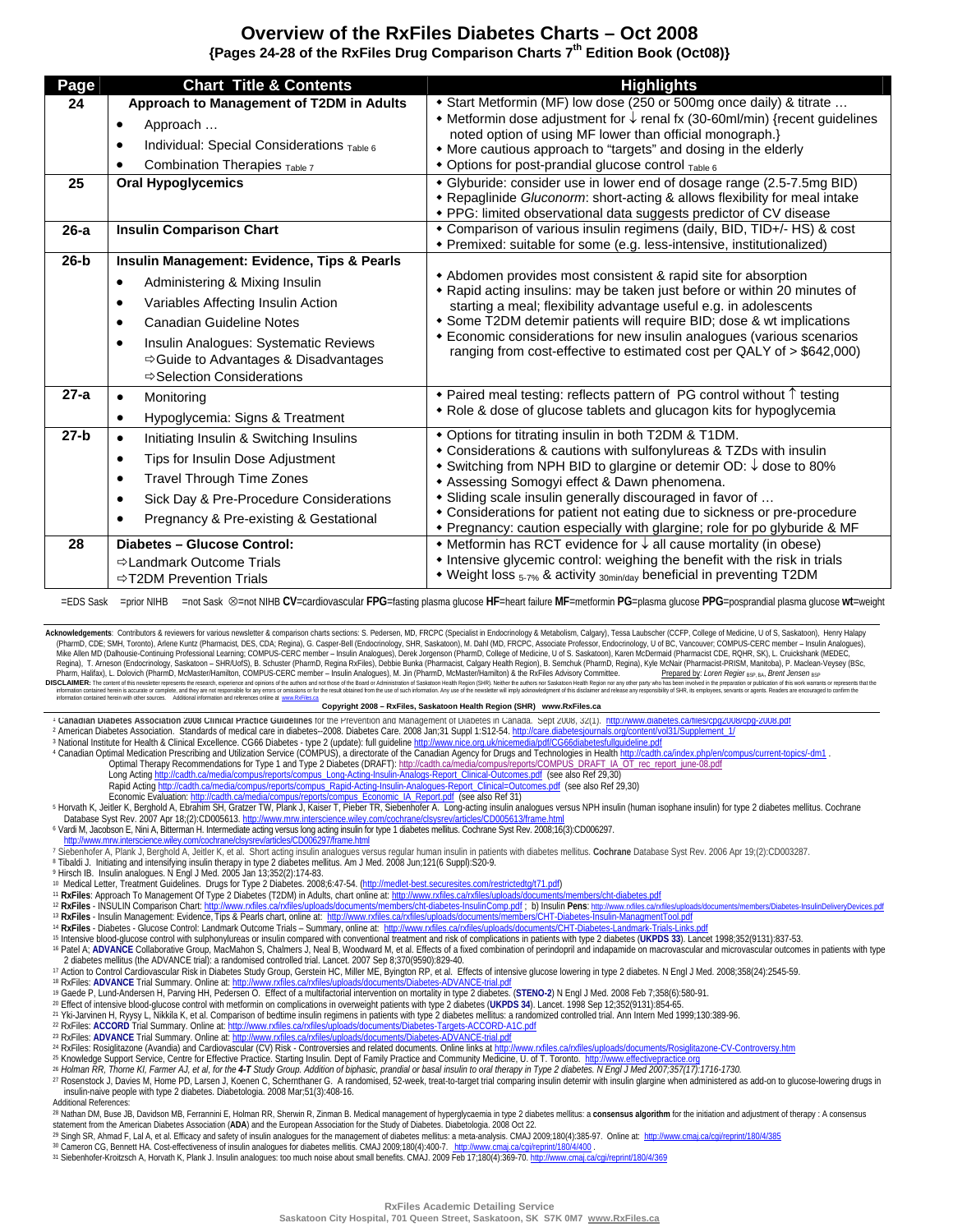# Overview of the RxFiles Diabetes Charts – Oct 2008

## {Pages 24-28 of the RxFiles Drug Comparison Charts 7th Edition Book (Oct08)}

| Page | Chart Title & Contents | Highlights |
|---|---|---|
| 24 | **Approach to Management of T2DM in Adults**<br>• Approach …<br>• Individual: Special Considerations $_{Table\ 6}$<br>• Combination Therapies $_{Table\ 7}$ | • Start Metformin (MF) low dose (250 or 500mg once daily) & titrate …<br>• Metformin dose adjustment for ↓ renal fx (30-60ml/min) {recent guidelines noted option of using MF lower than official monograph.}<br>• More cautious approach to "targets" and dosing in the elderly<br>• Options for post-prandial glucose control $_{Table\ 6}$ |
| 25 | **Oral Hypoglycemics** | • Glyburide: consider use in lower end of dosage range (2.5-7.5mg BID)<br>• Repaglinide *Gluconorm*: short-acting & allows flexibility for meal intake<br>• PPG: limited observational data suggests predictor of CV disease |
| 26-a | **Insulin Comparison Chart** | • Comparison of various insulin regimens (daily, BID, TID+/- HS) & cost<br>• Premixed: suitable for some (e.g. less-intensive, institutionalized) |
| 26-b | **Insulin Management: Evidence, Tips & Pearls**<br>• Administering & Mixing Insulin<br>• Variables Affecting Insulin Action<br>• Canadian Guideline Notes<br>• Insulin Analogues: Systematic Reviews<br>⇨Guide to Advantages & Disadvantages<br>⇨Selection Considerations | • Abdomen provides most consistent & rapid site for absorption<br>• Rapid acting insulins: may be taken just before or within 20 minutes of starting a meal; flexibility advantage useful e.g. in adolescents<br>• Some T2DM detemir patients will require BID; dose & wt implications<br>• Economic considerations for new insulin analogues (various scenarios ranging from cost-effective to estimated cost per QALY of > $642,000) |
| 27-a | • Monitoring<br>• Hypoglycemia: Signs & Treatment | • Paired meal testing: reflects pattern of PG control without ↑ testing<br>• Role & dose of glucose tablets and glucagon kits for hypoglycemia |
| 27-b | • Initiating Insulin & Switching Insulins<br>• Tips for Insulin Dose Adjustment<br>• Travel Through Time Zones<br>• Sick Day & Pre-Procedure Considerations<br>• Pregnancy & Pre-existing & Gestational | • Options for titrating insulin in both T2DM & T1DM.<br>• Considerations & cautions with sulfonylureas & TZDs with insulin<br>• Switching from NPH BID to glargine or detemir OD: ↓ dose to 80%<br>• Assessing Somogyi effect & Dawn phenomena.<br>• Sliding scale insulin generally discouraged in favor of …<br>• Considerations for patient not eating due to sickness or pre-procedure<br>• Pregnancy: caution especially with glargine; role for po glyburide & MF |
| 28 | **Diabetes – Glucose Control:**<br>⇨Landmark Outcome Trials<br>⇨T2DM Prevention Trials | • Metformin has RCT evidence for ↓ all cause mortality (in obese)<br>• Intensive glycemic control: weighing the benefit with the risk in trials<br>• Weight loss $_{5\text{-}7\%}$ & activity $_{30min/day}$ beneficial in preventing T2DM |

=EDS Sask =prior NIHB =not Sask ⊗=not NIHB **CV**=cardiovascular **FPG**=fasting plasma glucose **HF**=heart failure **MF**=metformin **PG**=plasma glucose **PPG**=posprandial plasma glucose **wt**=weight

**Acknowledgements**: Contributors & reviewers for various newsletter & comparison charts sections: S. Pedersen, MD, FRCPC (Specialist in Endocrinology & Metabolism, Calgary), Tessa Laubscher (CCFP, College of Medicine, U of S, Saskatoon), Henry Halapy (PharmD, CDE; SMH, Toronto), Arlene Kuntz (Pharmacist, DES, CDA; Regina), G. Casper-Bell (Endocrinology, SHR, Saskatoon), M. Dahl (MD, FRCPC, Associate Professor, Endocrinology, U of BC, Vancouver; COMPUS-CERC member – Insulin Analogues), Mike Allen MD (Dalhousie-Continuing Professional Learning; COMPUS-CERC member – Insulin Analogues), Derek Jorgenson (PharmD, College of Medicine, U of S. Saskatoon), Karen McDermaid (Pharmacist CDE, RQHR, SK), L. Cruickshank (MEDEC, Regina), T. Arneson (Endocrinology, Saskatoon – SHR/UofS), B. Schuster (PharmD, Regina RxFiles), Debbie Bunka (Pharmacist, Calgary Health Region), B. Semchuk (PharmD, Regina), Kyle McNair (Pharmacist-PRISM, Manitoba), P. Maclean-Veysey (BSc, Pharm, Halifax), L. Dolovich (PharmD, McMaster/Hamilton, COMPUS-CERC member – Insulin Analogues), M. Jin (PharmD, McMaster/Hamilton) & the RxFiles Advisory Committee. Prepared by: *Loren Regier* BSP, BA, *Brent Jensen* BSP

**DISCLAIMER:** The content of this newsletter represents the research, experience and opinions of the authors and not those of the Board or Administration of Saskatoon Health Region (SHR). Neither the authors nor Saskatoon Health Region nor any other party who has been involved in the preparation or publication of this work warrants or represents that the information contained herein is accurate or complete, and they are not responsible for any errors or omissions or for the result obtained from the use of such information. Any use of the newsletter will imply acknowledgment of this disclaimer and release any responsibility of SHR, its employees, servants or agents. Readers are encouraged to confirm the information contained herein with other sources. Additional information and references online at www.RxFiles.ca

**Copyright 2008 – RxFiles, Saskatoon Health Region (SHR) www.RxFiles.ca**

[1] **Canadian Diabetes Association 2008 Clinical Practice Guidelines** for the Prevention and Management of Diabetes in Canada. Sept 2008; 32(1). http://www.diabetes.ca/files/cpg2008/cpg-2008.pdf
[2] American Diabetes Association. Standards of medical care in diabetes--2008. Diabetes Care. 2008 Jan;31 Suppl 1:S12-54. http://care.diabetesjournals.org/content/vol31/Supplement_1/
[3] National Institute for Health & Clinical Excellence. CG66 Diabetes - type 2 (update): full guideline http://www.nice.org.uk/nicemedia/pdf/CG66diabetesfullguideline.pdf
[4] Canadian Optimal Medication Prescribing and Utilization Service (COMPUS), a directorate of the Canadian Agency for Drugs and Technologies in Health http://cadth.ca/index.php/en/compus/current-topics/-dm1 .
Optimal Therapy Recommendations for Type 1 and Type 2 Diabetes (DRAFT): http://cadth.ca/media/compus/reports/COMPUS_DRAFT_IA_OT_rec_report_june-08.pdf
Long Acting http://cadth.ca/media/compus/reports/compus_Long-Acting-Insulin-Analogs-Report_Clinical-Outcomes.pdf (see also Ref 29,30)
Rapid Acting http://cadth.ca/media/compus/reports/compus_Rapid-Acting-Insulin-Analogues-Report_Clinical=Outcomes.pdf (see also Ref 29,30)
Economic Evaluation: http://cadth.ca/media/compus/reports/compus_Economic_IA_Report.pdf (see also Ref 31)
[5] Horvath K, Jeitler K, Berghold A, Ebrahim SH, Gratzer TW, Plank J, Kaiser T, Pieber TR, Siebenhofer A. Long-acting insulin analogues versus NPH insulin (human isophane insulin) for type 2 diabetes mellitus. Cochrane Database Syst Rev. 2007 Apr 18;(2):CD005613. http://www.mrw.interscience.wiley.com/cochrane/clsysrev/articles/CD005613/frame.html
[6] Vardi M, Jacobson E, Nini A, Bitterman H. Intermediate acting versus long acting insulin for type 1 diabetes mellitus. Cochrane Syst Rev. 2008;16(3):CD006297. http://www.mrw.interscience.wiley.com/cochrane/clsysrev/articles/CD006297/frame.html
[7] Siebenhofer A, Plank J, Berghold A, Jeitler K, et al. Short acting insulin analogues versus regular human insulin in patients with diabetes mellitus. **Cochrane** Database Syst Rev. 2006 Apr 19;(2):CD003287.
[8] Tibaldi J. Initiating and intensifying insulin therapy in type 2 diabetes mellitus. Am J Med. 2008 Jun;121(6 Suppl):S20-9.
[9] Hirsch IB. Insulin analogues. N Engl J Med. 2005 Jan 13;352(2):174-83.
[10] Medical Letter, Treatment Guidelines. Drugs for Type 2 Diabetes. 2008;6:47-54. (http://medlet-best.securesites.com/restrictedtg/t71.pdf)
[11] **RxFiles**: Approach To Management Of Type 2 Diabetes (T2DM) in Adults, chart online at: http://www.rxfiles.ca/rxfiles/uploads/documents/members/cht-diabetes.pdf
[12] **RxFiles** - INSULIN Comparison Chart: http://www.rxfiles.ca/rxfiles/uploads/documents/members/cht-diabetes-InsulinComp.pdf ; b) Insulin **Pens**: http://www.rxfiles.ca/rxfiles/uploads/documents/members/Diabetes-InsulinDeliveryDevices.pdf
[13] **RxFiles** - Insulin Management: Evidence, Tips & Pearls chart, online at: http://www.rxfiles.ca/rxfiles/uploads/documents/members/CHT-Diabetes-InsulinManagmentTool.pdf
[14] **RxFiles** - Diabetes - Glucose Control: Landmark Outcome Trials – Summary, online at: http://www.rxfiles.ca/rxfiles/uploads/documents/CHT-Diabetes-Landmark-Trials-Links.pdf
[15] Intensive blood-glucose control with sulphonylureas or insulin compared with conventional treatment and risk of complications in patients with type 2 diabetes (**UKPDS 33**). Lancet 1998;352(9131):837-53.
[16] Patel A; **ADVANCE** Collaborative Group, MacMahon S, Chalmers J, Neal B, Woodward M, et al. Effects of a fixed combination of perindopril and indapamide on macrovascular and microvascular outcomes in patients with type 2 diabetes mellitus (the ADVANCE trial): a randomised controlled trial. Lancet. 2007 Sep 8;370(9590):829-40.
[17] Action to Control Cardiovascular Risk in Diabetes Study Group, Gerstein HC, Miller ME, Byington RP, et al. Effects of intensive glucose lowering in type 2 diabetes. N Engl J Med. 2008;358(24):2545-59.
[18] RxFiles: **ADVANCE** Trial Summary. Online at: http://www.rxfiles.ca/rxfiles/uploads/documents/Diabetes-ADVANCE-trial.pdf
[19] Gaede P, Lund-Andersen H, Parving HH, Pedersen O. Effect of a multifactorial intervention on mortality in type 2 diabetes. (**STENO-2**) N Engl J Med. 2008 Feb 7;358(6):580-91.
[20] Effect of intensive blood-glucose control with metformin on complications in overweight patients with type 2 diabetes (**UKPDS 34**). Lancet. 1998 Sep 12;352(9131):854-65.
[21] Yki-Jarvinen H, Ryysy L, Nikkila K, et al. Comparison of bedtime insulin regimens in patients with type 2 diabetes mellitus: a randomized controlled trial. Ann Intern Med 1999;130:389-96.
[22] RxFiles: **ACCORD** Trial Summary. Online at: http://www.rxfiles.ca/rxfiles/uploads/documents/Diabetes-Targets-ACCORD-A1C.pdf
[23] RxFiles: **ADVANCE** Trial Summary. Online at: http://www.rxfiles.ca/rxfiles/uploads/documents/Diabetes-ADVANCE-trial.pdf
[24] RxFiles: Rosiglitazone (Avandia) and Cardiovascular (CV) Risk - Controversies and related documents. Online links at http://www.rxfiles.ca/rxfiles/uploads/documents/Rosiglitazone-CV-Controversy.htm
[25] Knowledge Support Service, Centre for Effective Practice. Starting Insulin. Dept of Family Practice and Community Medicine, U of T. Toronto. http://www.effectivepractice.org
[26] *Holman RR, Thorne KI, Farmer AJ et al, for the 4-T Study Group. Addition of biphasic, prandial or basal insulin to oral therapy in Type 2 diabetes. N Engl J Med 2007;357(17):1716-1730.*
[27] Rosenstock J, Davies M, Home PD, Larsen J, Koenen C, Schernthaner G. A randomised, 52-week, treat-to-target trial comparing insulin detemir with insulin glargine when administered as add-on to glucose-lowering drugs in insulin-naive people with type 2 diabetes. Diabetologia. 2008 Mar;51(3):408-16.

Additional References:
[28] Nathan DM, Buse JB, Davidson MB, Ferrannini E, Holman RR, Sherwin R, Zinman B. Medical management of hyperglycaemia in type 2 diabetes mellitus: a **consensus algorithm** for the initiation and adjustment of therapy : A consensus statement from the American Diabetes Association (**ADA**) and the European Association for the Study of Diabetes. Diabetologia. 2008 Oct 22.
[29] Singh SR, Ahmad F, Lal A, et al. Efficacy and safety of insulin analogues for the management of diabetes mellitus: a meta-analysis. CMAJ 2009;180(4):385-97. Online at: http://www.cmaj.ca/cgi/reprint/180/4/385
[30] Cameron CG, Bennett HA. Cost-effectiveness of insulin analogues for diabetes mellitis. CMAJ 2009;180(4):400-7. http://www.cmaj.ca/cgi/reprint/180/4/400 .
[31] Siebenhofer-Kroitzsch K, Horvath K, Plank J. Insulin analogues: too much noise about small benefits. CMAJ. 2009 Feb 17;180(4):369-70. http://www.cmaj.ca/cgi/reprint/180/4/369

RxFiles Academic Detailing Service
Saskatoon City Hospital, 701 Queen Street, Saskatoon, SK S7K 0M7 www.RxFiles.ca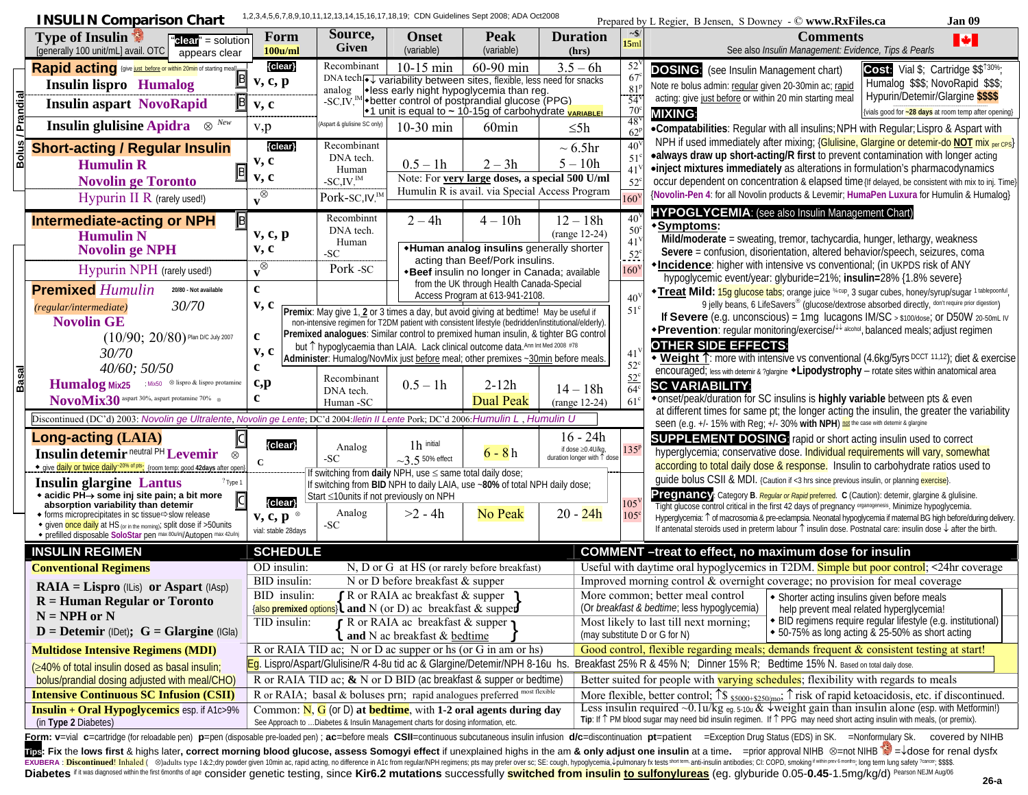# INSULIN Comparison Chart

1,2,3,4,5,6,7,8,9,10,11,12,13,14,15,16,17,18,19; CDN Guidelines Sept 2008; ADA Oct2008

Prepared by L Regier, B Jensen, S Downey - © www.RxFiles.ca — Jan 09

| Type of Insulin ("clear" = solution appears clear) [generally 100 unit/mL] avail. OTC | Form 100u/ml | Source, Given | Onset (variable) | Peak (variable) | Duration (hrs) | ~$/15ml |
|---|---|---|---|---|---|---|
| **Rapid acting** (give just before or within 20min of starting meal) — Bolus / Prandial | {clear} | | | | | |
| Insulin lispro **Humalog** B | v, c, p | Recombinant DNA tech. analog -SC,IV,IM | 10-15 min | 60-90 min | 3.5 – 6h | 52[V] 67[c] 81[P] |
| Insulin aspart **NovoRapid** B | v, c | | | | | 54[V] 70[c] |
| Insulin glulisine **Apidra** ⊗ New | v,p | (Aspart & glulisine SC only) | 10-30 min | 60min | ≤5h | 48[V] 62[P] |
| **Short-acting / Regular Insulin** | {clear} | | | | | |
| Humulin R B | v, c | Recombinant DNA tech. Human -SC,IV,IM | 0.5 – 1h | 2 – 3h | ~ 6.5hr; 5 – 10h | 40[V] 51[c] |
| Novolin ge Toronto | v, c | | | | | 41[V] 52[c] |
| Hypurin II R (rarely used!) | v ⊗ | Pork-SC,IV,IM | | | | 160[V] |
| **Intermediate-acting or NPH** B — Basal | | | | | | |
| Humulin N | v, c, p | Recombinant DNA tech. Human -SC | 2 – 4h | 4 – 10h | 12 – 18h (range 12-24) | 40[V] 50[c] |
| Novolin ge NPH | v, c | | | | | 41[V] 52[c] |
| Hypurin NPH (rarely used!) | v ⊗ | Pork -SC | | | | 160[V] |
| **Premixed** *Humulin* (20/80 - Not available) | c | | | | | |
| (regular/intermediate) 30/70 | v, c | | | | | 40[V] 51[c] |
| **Novolin GE** | | | | | | |
| (10/90; 20/80) Plan D/C July 2007 | c | | | | | |
| 30/70 | v, c | | | | | 41[V] 52[c] |
| 40/60; 50/50 | c | | | | | |
| **Humalog Mix25** ; Mix50 ⊗ lispro & lispro protamine | c,p | Recombinant DNA tech. Human -SC | 0.5 – 1h | 2-12h **Dual Peak** | 14 – 18h (range 12-24) | 52[c] 64[c] |
| **NovoMix30** aspart 30%, aspart protamine 70% ⊗ | c | | | | | 61[c] |
| **Long-acting (LAIA)** | | | | | | |
| **Insulin detemir** neutral PH **Levemir** ⊗ C; ◆ give daily or twice daily~20% of pts; {room temp: good 42days after open} | {clear} c | Analog -SC | 1h initial; ~3.5 50% effect | 6 - 8h | 16 - 24h (if dose ≥0.4U/kg, duration longer with ↑ dose) | 135[P] |
| **Insulin glargine Lantus** ? Type 1 C; ◆ acidic PH→ some inj site pain; a bit more absorption variability than detemir; ◆ forms microprecipitates in sc tissue⇨slow release; ◆ given once daily at HS (or in the morning); split dose if >50units; ◆ prefilled disposable SoloStar pen max 80u/inj/Autopen max 42u/inj | {clear} v, c, p ⊗ vial: stable 28days | Analog -SC | >2 - 4h | No Peak | 20 - 24h | 105[V] 105[c] |

Notes within table:

- ◆↓ variability between sites, flexible, less need for snacks
- ◆less early night hypoglycemia than reg.
- ◆better control of postprandial glucose (PPG)
- ◆1 unit is equal to ~ 10-15g of carbohydrate VARIABLE!
- Note: For **very large** doses, a special 500 U/ml Humulin R is avail. via Special Access Program
- ◆**Human analog insulins** generally shorter acting than Beef/Pork insulins.
- ◆**Beef** insulin no longer in Canada; available from the UK through Health Canada-Special Access Program at 613-941-2108.
- **Premix**: May give 1, **2** or 3 times a day, but avoid giving at bedtime! May be useful if non-intensive regimen for T2DM patient with consistent lifestyle (bedridden/institutional/elderly).
- **Premixed analogues**: Similar control to premixed human insulin, & tighter BG control but ↑ hypoglycaemia than LAIA. Lack clinical outcome data. Ann Int Med 2008 #78
- **Administer**: Humalog/NovMix just before meal; other premixes ~30min before meals.
- Discontinued (DC'd) 2003: *Novolin ge Ultralente*, *Novolin ge Lente*; DC'd 2004: *Iletin II Lente* Pork; DC'd 2006: *Humulin L*, *Humulin U*
- If switching from **daily** NPH, use ≤ same total daily dose; If switching from **BID** NPH to daily LAIA, use ~**80%** of total NPH daily dose; Start ≤10units if not previously on NPH

## Comments
See also *Insulin Management: Evidence, Tips & Pearls*

**DOSING:** (see Insulin Management chart)
Note re bolus admin: regular given 20-30min ac; rapid acting: give just before or within 20 min starting meal

**Cost:** Vial $; Cartridge $$↑30%; Humalog $$$; NovoRapid $$$; Hypurin/Detemir/Glargine **$$$$** {vials good for ~28 days at room temp after opening}

**MIXING:**
- **Compatabilities**: Regular with all insulins; NPH with Regular; Lispro & Aspart with NPH if used immediately after mixing; {Glulisine, Glargine or detemir-do **NOT** mix per CPS}
- **always draw up short-acting/R first** to prevent contamination with longer acting
- **inject mixtures immediately** as alterations in formulation's pharmacodynamics occur dependent on concentration & elapsed time {If delayed, be consistent with mix to inj. Time}
- {**Novolin-Pen 4**: for all Novolin products & Levemir; **HumaPen Luxura** for Humulin & Humalog}

**HYPOGLYCEMIA**: (see also Insulin Management Chart)
- ◆**Symptoms:**
  - **Mild/moderate** = sweating, tremor, tachycardia, hunger, lethargy, weakness
  - **Severe** = confusion, disorientation, altered behavior/speech, seizures, coma
- ◆**Incidence**: higher with intensive vs conventional; (in UKPDS risk of ANY hypoglycemic event/year: glyburide=21%; **insulin=**28% {1.8% severe}
- ◆**Treat Mild:** 15g glucose tabs; orange juice ¾ cup, 3 sugar cubes, honey/syrup/sugar 1 tablespoonful, 9 jelly beans, 6 LifeSavers® (glucose/dextrose absorbed directly, don't require prior digestion)
  - **If Severe** (e.g. unconscious) = 1mg lucagons IM/SC > $100/dose; or D50W 20-50mL IV
- ◆**Prevention**: regular monitoring/exercise/↓↓ alcohol, balanced meals; adjust regimen

**OTHER SIDE EFFECTS:**
- ◆ **Weight ↑**: more with intensive vs conventional (4.6kg/5yrs DCCT 11,12); diet & exercise encouraged; less with detemir & ?glargine ◆**Lipodystrophy** – rotate sites within anatomical area

**SC VARIABILITY:**
- ◆onset/peak/duration for SC insulins is **highly variable** between pts & even at different times for same pt; the longer acting the insulin, the greater the variability seen (e.g. +/- 15% with Reg; +/- 30% **with NPH**) not the case with detemir & glargine

**SUPPLEMENT DOSING:** rapid or short acting insulin used to correct hyperglycemia; conservative dose. Individual requirements will vary, somewhat according to total daily dose & response. Insulin to carbohydrate ratios used to guide bolus CSII & MDI. {Caution if <3 hrs since previous insulin, or planning exercise}.

**Pregnancy**: Category **B**. *Regular or Rapid preferred.* **C** (Caution): detemir, glargine & glulisine. Tight glucose control critical in the first 42 days of pregnancy organogenesis. Minimize hypoglycemia. Hyperglycemia: ↑ of macrosomia & pre-eclampsia. Neonatal hypoglycemia if maternal BG high before/during delivery. If antenatal steroids used in preterm labour ↑ insulin dose. Postnatal care: insulin dose ↓ after the birth.

## Insulin Regimen

| INSULIN REGIMEN | SCHEDULE | COMMENT –treat to effect, no maximum dose for insulin |
|---|---|---|
| **Conventional Regimens** | OD insulin: N, D or G at HS (or rarely before breakfast) | Useful with daytime oral hypoglycemics in T2DM. Simple but poor control; <24hr coverage |
| **RAIA = Lispro** (ILis) **or Aspart** (IAsp) | BID insulin: N or D before breakfast & supper | Improved morning control & overnight coverage; no provision for meal coverage |
| **R = Human Regular or Toronto**; **N = NPH or N** | BID insulin: {R or RAIA ac breakfast & supper **and** N (or D) ac breakfast & supper} {also **premixed** options} | More common; better meal control (Or *breakfast & bedtime*; less hypoglycemia) — ◆ Shorter acting insulins given before meals help prevent meal related hyperglycemia! |
| **D = Detemir** (IDet); **G = Glargine** (IGla) | TID insulin: {R or RAIA ac breakfast & supper **and** N ac breakfast & bedtime} | Most likely to last till next morning; (may substitute D or G for N) — ◆ BID regimens require regular lifestyle (e.g. institutional) ◆ 50-75% as long acting & 25-50% as short acting |
| **Multidose Intensive Regimens (MDI)** | R or RAIA TID ac; N or D ac supper or hs (or G in am or hs) | Good control, flexible regarding meals; demands frequent & consistent testing at start! |
| (≥40% of total insulin dosed as basal insulin; bolus/prandial dosing adjusted with meal/CHO) | Eg. Lispro/Aspart/Glulisine/R 4-8u tid ac & Glargine/Detemir/NPH 8-16u hs. | Breakfast 25% R & 45% N; Dinner 15% R; Bedtime 15% N. Based on total daily dose. |
| | R or RAIA TID ac; **&** N or D BID (ac breakfast & supper or bedtime) | Better suited for people with varying schedules; flexibility with regards to meals |
| **Intensive Continuous SC Infusion (CSII)** | R or RAIA; basal & boluses prn; rapid analogues preferred most flexible | More flexible, better control; ↑$ $5000+$250/mo; ↑ risk of rapid ketoacidosis, etc. if discontinued. |
| **Insulin + Oral Hypoglycemics** esp. if A1c>9% (in **Type 2** Diabetes) | Common: **N**, **G** (or D) at **bedtime**, with **1-2 oral agents during day**. See Approach to …Diabetes & Insulin Management charts for dosing information, etc. | Less insulin required ~0.1u/kg eg. 5-10u & ↓weight gain than insulin alone (esp. with Metformin!) **Tip**: If ↑ PM blood sugar may need bid insulin regimen. If ↑ PPG may need short acting insulin with meals, (or premix). |

**Form: v**=vial **c**=cartridge (for reloadable pen) **p**=pen (disposable pre-loaded pen); **ac**=before meals **CSII**=continuous subcutaneous insulin infusion **d/c**=discontinuation **pt**=patient =Exception Drug Status (EDS) in SK. =Nonformulary Sk. covered by NIHB

**Tips**: **Fix** the **lows first** & **highs later, correct morning blood glucose, assess Somogyi effect** if unexplained highs in the am **& only adjust one insulin** at a time. =prior approval NIHB ⊗=not NIHB =↓dose for renal dysfx

**EXUBERA** : **Discontinued**! Inhaled ( ⊗adults type 1&2;dry powder given 10min ac, rapid acting, no difference in A1c from regular/NPH regimens; pts may prefer over sc; SE: cough, hypoglycemia,↓pulmonary fx tests short term, anti-insulin antibodies; CI: COPD, smoking if within prev 6 months; long term lung safety ?cancer; $$$$.

**Diabetes** if it was diagnosed within the first 6months of age consider genetic testing, since **Kir6.2 mutations** successfully **switched from insulin to sulfonylureas** (eg. glyburide 0.05-**0.45**-1.5mg/kg/d) Pearson NEJM Aug/06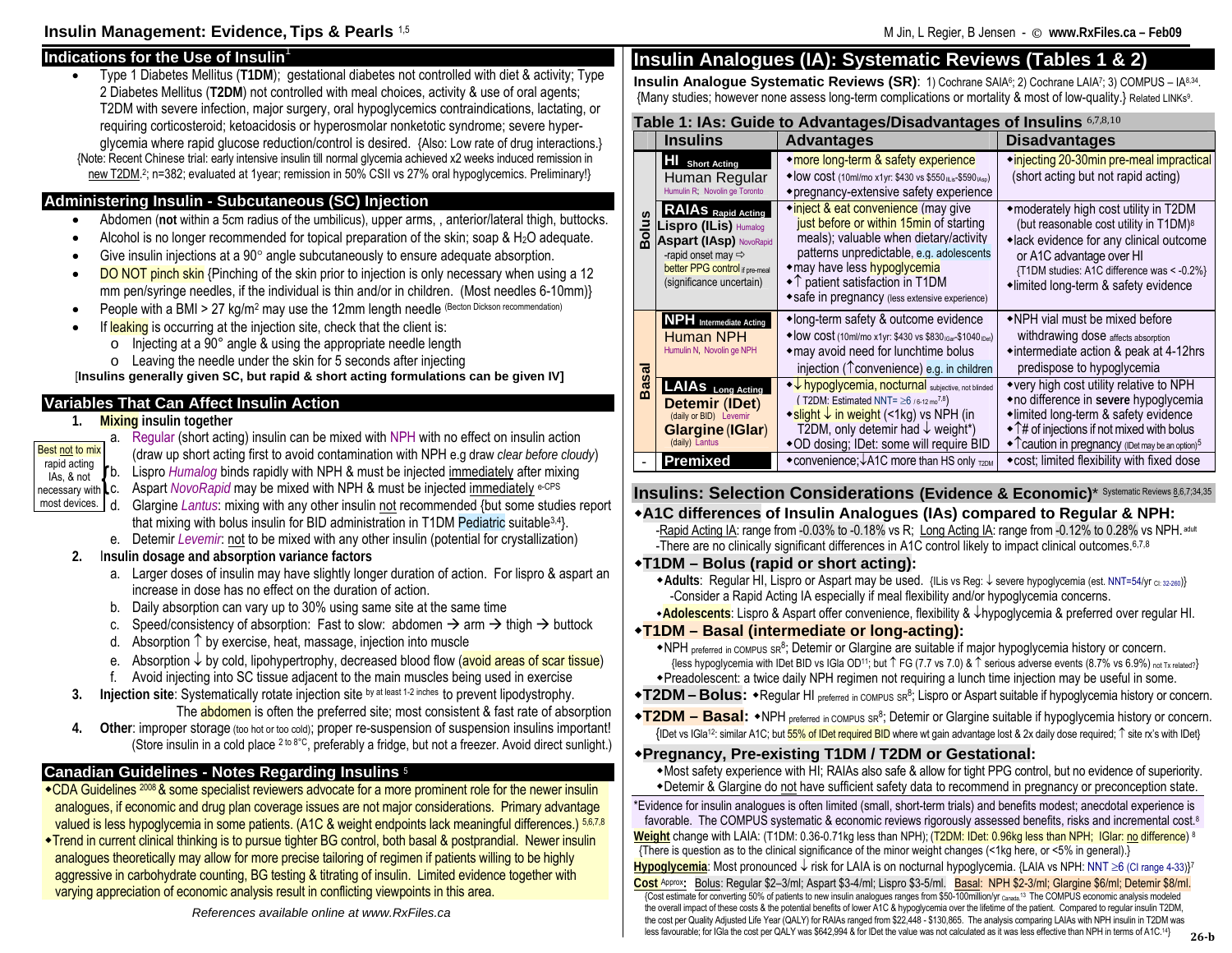# Insulin Management: Evidence, Tips & Pearls [1,5]

## Indications for the Use of Insulin[1]

- Type 1 Diabetes Mellitus (**T1DM**); gestational diabetes not controlled with diet & activity; Type 2 Diabetes Mellitus (**T2DM**) not controlled with meal choices, activity & use of oral agents; T2DM with severe infection, major surgery, oral hypoglycemics contraindications, lactating, or requiring corticosteroid; ketoacidosis or hyperosmolar nonketotic syndrome; severe hyperglycemia where rapid glucose reduction/control is desired. {Also: Low rate of drug interactions.}

{Note: Recent Chinese trial: early intensive insulin till normal glycemia achieved x2 weeks induced remission in new T2DM.[2]; n=382; evaluated at 1year; remission in 50% CSII vs 27% oral hypoglycemics. Preliminary!}

## Administering Insulin - Subcutaneous (SC) Injection

- Abdomen (**not** within a 5cm radius of the umbilicus), upper arms, , anterior/lateral thigh, buttocks.
- Alcohol is no longer recommended for topical preparation of the skin; soap & $H_2O$ adequate.
- Give insulin injections at a 90° angle subcutaneously to ensure adequate absorption.
- DO NOT pinch skin {Pinching of the skin prior to injection is only necessary when using a 12 mm pen/syringe needles, if the individual is thin and/or in children. (Most needles 6-10mm)}
- People with a BMI > 27 kg/m² may use the 12mm length needle (Becton Dickson recommendation)
- If leaking is occurring at the injection site, check that the client is:
  - Injecting at a 90° angle & using the appropriate needle length
  - Leaving the needle under the skin for 5 seconds after injecting

[**Insulins generally given SC, but rapid & short acting formulations can be given IV**]

## Variables That Can Affect Insulin Action

1. **Mixing insulin together**
   a. Regular (short acting) insulin can be mixed with NPH with no effect on insulin action (draw up short acting first to avoid contamination with NPH e.g draw *clear before cloudy*)
   b. Lispro *Humalog* binds rapidly with NPH & must be injected immediately after mixing
   c. Aspart *NovoRapid* may be mixed with NPH & must be injected immediately e-CPS
   d. Glargine *Lantus*: mixing with any other insulin not recommended {but some studies report that mixing with bolus insulin for BID administration in T1DM Pediatric suitable[3,4]}.
   e. Detemir *Levemir*: not to be mixed with any other insulin (potential for crystallization)

   {Best not to mix rapid acting IAs, & not necessary with most devices.}
2. **Insulin dosage and absorption variance factors**
   a. Larger doses of insulin may have slightly longer duration of action. For lispro & aspart an increase in dose has no effect on the duration of action.
   b. Daily absorption can vary up to 30% using same site at the same time
   c. Speed/consistency of absorption: Fast to slow: abdomen → arm → thigh → buttock
   d. Absorption ↑ by exercise, heat, massage, injection into muscle
   e. Absorption ↓ by cold, lipohypertrophy, decreased blood flow (avoid areas of scar tissue)
   f. Avoid injecting into SC tissue adjacent to the main muscles being used in exercise
3. **Injection site**: Systematically rotate injection site by at least 1-2 inches to prevent lipodystrophy. The abdomen is often the preferred site; most consistent & fast rate of absorption
4. **Other**: improper storage (too hot or too cold); proper re-suspension of suspension insulins important! (Store insulin in a cold place 2 to 8°C, preferably a fridge, but not a freezer. Avoid direct sunlight.)

## Canadian Guidelines - Notes Regarding Insulins [5]

- CDA Guidelines 2008 & some specialist reviewers advocate for a more prominent role for the newer insulin analogues, if economic and drug plan coverage issues are not major considerations. Primary advantage valued is less hypoglycemia in some patients. (A1C & weight endpoints lack meaningful differences.) [5,6,7,8]
- Trend in current clinical thinking is to pursue tighter BG control, both basal & postprandial. Newer insulin analogues theoretically may allow for more precise tailoring of regimen if patients willing to be highly aggressive in carbohydrate counting, BG testing & titrating of insulin. Limited evidence together with varying appreciation of economic analysis result in conflicting viewpoints in this area.

*References available online at www.RxFiles.ca*

# Insulin Analogues (IA): Systematic Reviews (Tables 1 & 2)

**Insulin Analogue Systematic Reviews (SR)**: 1) Cochrane SAIA[6]; 2) Cochrane LAIA[7]; 3) COMPUS – IA[8,34]. {Many studies; however none assess long-term complications or mortality & most of low-quality.} Related LINKs[9].

**Table 1: IAs: Guide to Advantages/Disadvantages of Insulins** [6,7,8,10]

| | Insulins | Advantages | Disadvantages |
|---|---|---|---|
| Bolus | **HI** Short Acting<br>Human Regular<br>Humulin R; Novolin ge Toronto | • more long-term & safety experience<br>• low cost (10ml/mo x1yr: $430 vs $550 ILis-$590 IAsp)<br>• pregnancy-extensive safety experience | • injecting 20-30min pre-meal impractical (short acting but not rapid acting) |
| Bolus | **RAIAs** Rapid Acting<br>**Lispro (ILis)** Humalog<br>**Aspart (IAsp)** NovoRapid<br>-rapid onset may ⇨ better PPG control if pre-meal (significance uncertain) | • inject & eat convenience (may give just before or within 15min of starting meals); valuable when dietary/activity patterns unpredictable, e.g. adolescents<br>• may have less hypoglycemia<br>• ↑ patient satisfaction in T1DM<br>• safe in pregnancy (less extensive experience) | • moderately high cost utility in T2DM (but reasonable cost utility in T1DM)[8]<br>• lack evidence for any clinical outcome or A1C advantage over HI {T1DM studies: A1C difference was < -0.2%}<br>• limited long-term & safety evidence |
| Basal | **NPH** Intermediate Acting<br>Human NPH<br>Humulin N, Novolin ge NPH | • long-term safety & outcome evidence<br>• low cost (10ml/mo x1yr: $430 vs $830 IGar-$1040 IDet)<br>• may avoid need for lunchtime bolus injection (↑convenience) e.g. in children | • NPH vial must be mixed before withdrawing dose affects absorption<br>• intermediate action & peak at 4-12hrs predispose to hypoglycemia |
| Basal | **LAIAs** Long Acting<br>**Detemir (IDet)** (daily or BID) Levemir<br>**Glargine (IGlar)** (daily) Lantus | • ↓ hypoglycemia, nocturnal subjective, not blinded (T2DM: Estimated NNT= ≥6 / 6-12 mo[7,8])<br>• slight ↓ in weight (<1kg) vs NPH (in T2DM, only detemir had ↓ weight*)<br>• OD dosing; IDet: some will require BID | • very high cost utility relative to NPH<br>• no difference in **severe** hypoglycemia<br>• limited long-term & safety evidence<br>• ↑# of injections if not mixed with bolus<br>• ↑caution in pregnancy (IDet may be an option)[5] |
| - | **Premixed** | • convenience; ↓A1C more than HS only T2DM | • cost; limited flexibility with fixed dose |

## Insulins: Selection Considerations (Evidence & Economic)* Systematic Reviews 8,6,7;34,35

**• A1C differences of Insulin Analogues (IAs) compared to Regular & NPH:**

-Rapid Acting IA: range from -0.03% to -0.18% vs R; Long Acting IA: range from -0.12% to 0.28% vs NPH. adult
-There are no clinically significant differences in A1C control likely to impact clinical outcomes.[6,7,8]

**• T1DM – Bolus (rapid or short acting):**

- **Adults**: Regular HI, Lispro or Aspart may be used. {ILis vs Reg: ↓ severe hypoglycemia (est. NNT=54/yr CI: 32-260)} -Consider a Rapid Acting IA especially if meal flexibility and/or hypoglycemia concerns.
- **Adolescents**: Lispro & Aspart offer convenience, flexibility & ↓hypoglycemia & preferred over regular HI.

**• T1DM – Basal (intermediate or long-acting):**

- NPH preferred in COMPUS SR[8]; Detemir or Glargine are suitable if major hypoglycemia history or concern. {less hypoglycemia with IDet BID vs IGla OD[11]; but ↑ FG (7.7 vs 7.0) & ↑ serious adverse events (8.7% vs 6.9%) not Tx related?}
- Preadolescent: a twice daily NPH regimen not requiring a lunch time injection may be useful in some.

**• T2DM – Bolus:** • Regular HI preferred in COMPUS SR[8]; Lispro or Aspart suitable if hypoglycemia history or concern.

**• T2DM – Basal:** • NPH preferred in COMPUS SR[8]; Detemir or Glargine suitable if hypoglycemia history or concern. {IDet vs IGla[12]: similar A1C; but 55% of IDet required BID where wt gain advantage lost & 2x daily dose required; ↑ site rx's with IDet}

**• Pregnancy, Pre-existing T1DM / T2DM or Gestational:**

- Most safety experience with HI; RAIAs also safe & allow for tight PPG control, but no evidence of superiority.
- Detemir & Glargine do not have sufficient safety data to recommend in pregnancy or preconception state.

*Evidence for insulin analogues is often limited (small, short-term trials) and benefits modest; anecdotal experience is favorable. The COMPUS systematic & economic reviews rigorously assessed benefits, risks and incremental cost.[8]

**Weight** change with LAIA: (T1DM: 0.36-0.71kg less than NPH); (T2DM: IDet: 0.96kg less than NPH; IGlar: no difference) [8] {There is question as to the clinical significance of the minor weight changes (<1kg here, or <5% in general).}

**Hypoglycemia**: Most pronounced ↓ risk for LAIA is on nocturnal hypoglycemia. {LAIA vs NPH: NNT ≥6 (CI range 4-33)}[7]

**Cost** Approx: Bolus: Regular $2–3/ml; Aspart $3-4/ml; Lispro $3-5/ml. Basal: NPH $2-3/ml; Glargine $6/ml; Detemir $8/ml.

{Cost estimate for converting 50% of patients to new insulin analogues ranges from $50-100million/yr Canada.[13] The COMPUS economic analysis modeled the overall impact of these costs & the potential benefits of lower A1C & hypoglycemia over the lifetime of the patient. Compared to regular insulin T2DM, the cost per Quality Adjusted Life Year (QALY) for RAIAs ranged from $22,448 - $130,865. The analysis comparing LAIAs with NPH insulin in T2DM was less favourable; for IGla the cost per QALY was $642,994 & for IDet the value was not calculated as it was less effective than NPH in terms of A1C.[14]}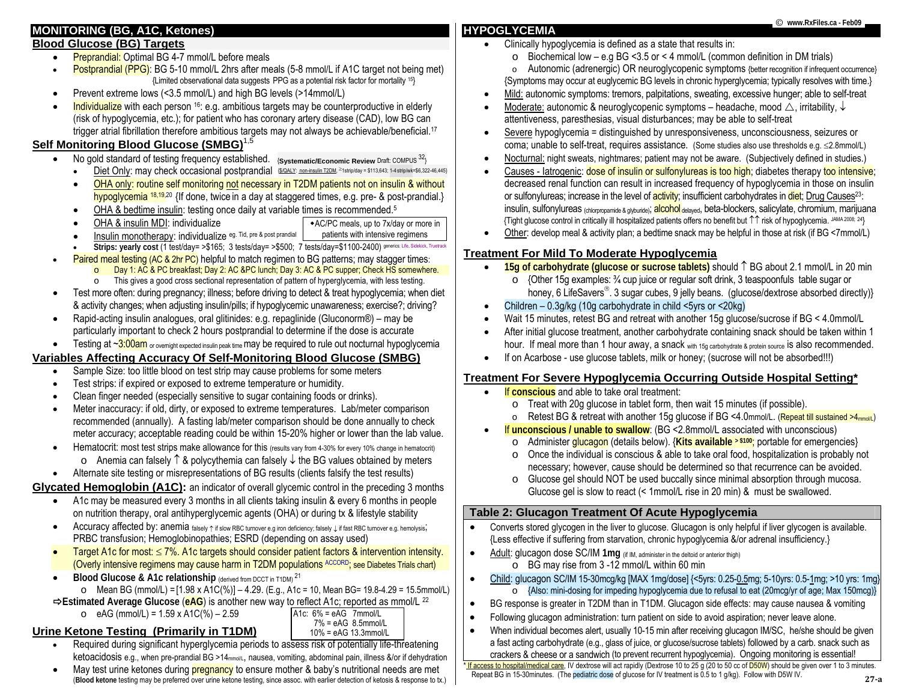## MONITORING (BG, A1C, Ketones)

### Blood Glucose (BG) Targets

- Preprandial: Optimal BG 4-7 mmol/L before meals
- Postprandial (PPG): BG 5-10 mmol/L 2hrs after meals (5-8 mmol/L if A1C target not being met) {Limited observational data suggests PPG as a potential risk factor for mortality [15]}
- Prevent extreme lows (<3.5 mmol/L) and high BG levels (>14mmol/L)
- Individualize with each person [16]: e.g. ambitious targets may be counterproductive in elderly (risk of hypoglycemia, etc.); for patient who has coronary artery disease (CAD), low BG can trigger atrial fibrillation therefore ambitious targets may not always be achievable/beneficial.[17]

### Self Monitoring Blood Glucose (SMBG)[1,5]

- No gold standard of testing frequency established. {**Systematic/Economic Review** Draft: COMPUS [32]}
  - Diet Only: may check occasional postprandial {$/QALY: non-insulin T2DM, ≥1strip/day = $113,643; 1-4 strip/wk=$6,322-46,445}
  - OHA only: routine self monitoring not necessary in T2DM patients not on insulin & without hypoglycemia [18,19,20] {If done, twice in a day at staggered times, e.g. pre- & post-prandial.}
  - OHA & bedtime insulin: testing once daily at variable times is recommended.[5]
  - OHA & insulin MDI: individualize
  - Insulin monotherapy: individualize eg. Tid, pre & post prandial
    - ◆AC/PC meals, up to 7x/day or more in patients with intensive regimens
  - **Strips: yearly cost** (1 test/day= >$165; 3 tests/day= >$500; 7 tests/day=$1100-2400) generics: Life, Sidekick, Truetrack
- Paired meal testing (AC & 2hr PC) helpful to match regimen to BG patterns; may stagger times:
  - Day 1: AC & PC breakfast; Day 2: AC &PC lunch; Day 3: AC & PC supper; Check HS somewhere.
  - This gives a good cross sectional representation of pattern of hyperglycemia, with less testing.
- Test more often: during pregnancy; illness; before driving to detect & treat hypoglycemia; when diet & activity changes; when adjusting insulin/pills; if hypoglycemic unawareness; exercise?; driving?
- Rapid-acting insulin analogues, oral glitinides: e.g. repaglinide (Gluconorm®) – may be particularly important to check 2 hours postprandial to determine if the dose is accurate
- Testing at ~3:00am or overnight expected insulin peak time may be required to rule out nocturnal hypoglycemia

### Variables Affecting Accuracy Of Self-Monitoring Blood Glucose (SMBG)

- Sample Size: too little blood on test strip may cause problems for some meters
- Test strips: if expired or exposed to extreme temperature or humidity.
- Clean finger needed (especially sensitive to sugar containing foods or drinks).
- Meter inaccuracy: if old, dirty, or exposed to extreme temperatures. Lab/meter comparison recommended (annually). A fasting lab/meter comparison should be done annually to check meter accuracy; acceptable reading could be within 15-20% higher or lower than the lab value.
- Hematocrit: most test strips make allowance for this (results vary from 4-30% for every 10% change in hematocrit)
  - Anemia can falsely ↑ & polycythemia can falsely ↓ the BG values obtained by meters
- Alternate site testing or misrepresentations of BG results (clients falsify the test results)

### Glycated Hemoglobin (A1C): an indicator of overall glycemic control in the preceding 3 months

- A1c may be measured every 3 months in all clients taking insulin & every 6 months in people on nutrition therapy, oral antihyperglycemic agents (OHA) or during tx & lifestyle stability
- Accuracy affected by: anemia falsely ↑ if slow RBC turnover e.g iron deficiency; falsely ↓ if fast RBC turnover e.g. hemolysis; PRBC transfusion; Hemoglobinopathies; ESRD (depending on assay used)
- Target A1c for most: ≤ 7%. A1c targets should consider patient factors & intervention intensity. (Overly intensive regimens may cause harm in T2DM populations ACCORD; see Diabetes Trials chart)
- **Blood Glucose & A1c relationship** (derived from DCCT in T1DM) [21]
  - Mean BG (mmol/L) = [1.98 x A1C(%)] – 4.29. (E.g., A1c = 10, Mean BG= 19.8-4.29 = 15.5mmol/L)

⇨**Estimated Average Glucose** (**eAG**) is another new way to reflect A1c; reported as mmol/L [22]

- eAG (mmol/L) = 1.59 x A1C(%) – 2.59

A1c: 6% = eAG 7mmol/L
7% = eAG 8.5mmol/L
10% = eAG 13.3mmol/L

### Urine Ketone Testing (Primarily in T1DM)

- Required during significant hyperglycemia periods to assess risk of potentially life-threatening ketoacidosis e.g., when pre-prandial BG >14mmol/L, nausea, vomiting, abdominal pain, illness &/or if dehydration
- May test urine ketones during pregnancy to ensure mother & baby's nutritional needs are met (**Blood ketone** testing may be preferred over urine ketone testing, since assoc. with earlier detection of ketosis & response to tx.)

## HYPOGLYCEMIA

- Clinically hypoglycemia is defined as a state that results in:
  - Biochemical low – e.g BG <3.5 or < 4 mmol/L (common definition in DM trials)
  - Autonomic (adrenergic) OR neuroglycopenic symptoms {better recognition if infrequent occurrence}

  {Symptoms may occur at euglycemic BG levels in chronic hyperglycemia; typically resolves with time.}
- Mild: autonomic symptoms: tremors, palpitations, sweating, excessive hunger; able to self-treat
- Moderate: autonomic & neuroglycopenic symptoms – headache, mood △, irritability, ↓ attentiveness, paresthesias, visual disturbances; may be able to self-treat
- Severe hypoglycemia = distinguished by unresponsiveness, unconsciousness, seizures or coma; unable to self-treat, requires assistance. (Some studies also use thresholds e.g. ≤2.8mmol/L)
- Nocturnal: night sweats, nightmares; patient may not be aware. (Subjectively defined in studies.)
- Causes - Iatrogenic: dose of insulin or sulfonylureas is too high; diabetes therapy too intensive; decreased renal function can result in increased frequency of hypoglycemia in those on insulin or sulfonylureas; increase in the level of activity; insufficient carbohydrates in diet; Drug Causes[23]: insulin, sulfonylureas (chlorpropamide & glyburide); alcohol delayed, beta-blockers, salicylate, chromium, marijuana {Tight glucose control in critically ill hospitalized patients offers no benefit but ↑↑ risk of hypoglycemia. JAMA 2008; [24]}
- Other: develop meal & activity plan; a bedtime snack may be helpful in those at risk (if BG <7mmol/L)

### Treatment For Mild To Moderate Hypoglycemia

- **15g of carbohydrate (glucose or sucrose tablets)** should ↑ BG about 2.1 mmol/L in 20 min
  - {Other 15g examples: ¾ cup juice or regular soft drink, 3 teaspoonfuls table sugar or honey, 6 LifeSavers®. 3 sugar cubes, 9 jelly beans. (glucose/dextrose absorbed directly)}
- Children – 0.3g/kg (10g carbohydrate in child <5yrs or <20kg)
- Wait 15 minutes, retest BG and retreat with another 15g glucose/sucrose if BG < 4.0mmol/L
- After initial glucose treatment, another carbohydrate containing snack should be taken within 1 hour. If meal more than 1 hour away, a snack with 15g carbohydrate & protein source is also recommended.
- If on Acarbose - use glucose tablets, milk or honey; (sucrose will not be absorbed!!!)

### Treatment For Severe Hypoglycemia Occurring Outside Hospital Setting*

- If **conscious** and able to take oral treatment:
  - Treat with 20g glucose in tablet form, then wait 15 minutes (if possible).
  - Retest BG & retreat with another 15g glucose if BG <4.0mmol/L. (Repeat till sustained >4mmol/L)
- If **unconscious / unable to swallow**: (BG <2.8mmol/L associated with unconscious)
  - Administer glucagon (details below). {**Kits available > $100**; portable for emergencies}
  - Once the individual is conscious & able to take oral food, hospitalization is probably not necessary; however, cause should be determined so that recurrence can be avoided.
  - Glucose gel should NOT be used buccally since minimal absorption through mucosa. Glucose gel is slow to react (< 1mmol/L rise in 20 min) & must be swallowed.

### Table 2: Glucagon Treatment Of Acute Hypoglycemia

- Converts stored glycogen in the liver to glucose. Glucagon is only helpful if liver glycogen is available. {Less effective if suffering from starvation, chronic hypoglycemia &/or adrenal insufficiency.}
- Adult: glucagon dose SC/IM **1mg** (if IM, administer in the deltoid or anterior thigh)
  - BG may rise from 3 -12 mmol/L within 60 min
- Child: glucagon SC/IM 15-30mcg/kg [MAX 1mg/dose] {<5yrs: 0.25-0.5mg; 5-10yrs: 0.5-1mg; >10 yrs: 1mg}
  - {Also: mini-dosing for impeding hypoglycemia due to refusal to eat (20mcg/yr of age; Max 150mcg)}
- BG response is greater in T2DM than in T1DM. Glucagon side effects: may cause nausea & vomiting
- Following glucagon administration: turn patient on side to avoid aspiration; never leave alone.
- When individual becomes alert, usually 10-15 min after receiving glucagon IM/SC, he/she should be given a fast acting carbohydrate (e.g., glass of juice, or glucose/sucrose tablets) followed by a carb. snack such as crackers & cheese or a sandwich (to prevent recurrent hypoglycemia). Ongoing monitoring is essential!

\* If access to hospital/medical care, IV dextrose will act rapidly (Dextrose 10 to 25 g (20 to 50 cc of D50W) should be given over 1 to 3 minutes. Repeat BG in 15-30minutes. (The pediatric dose of glucose for IV treatment is 0.5 to 1 g/kg). Follow with D5W IV.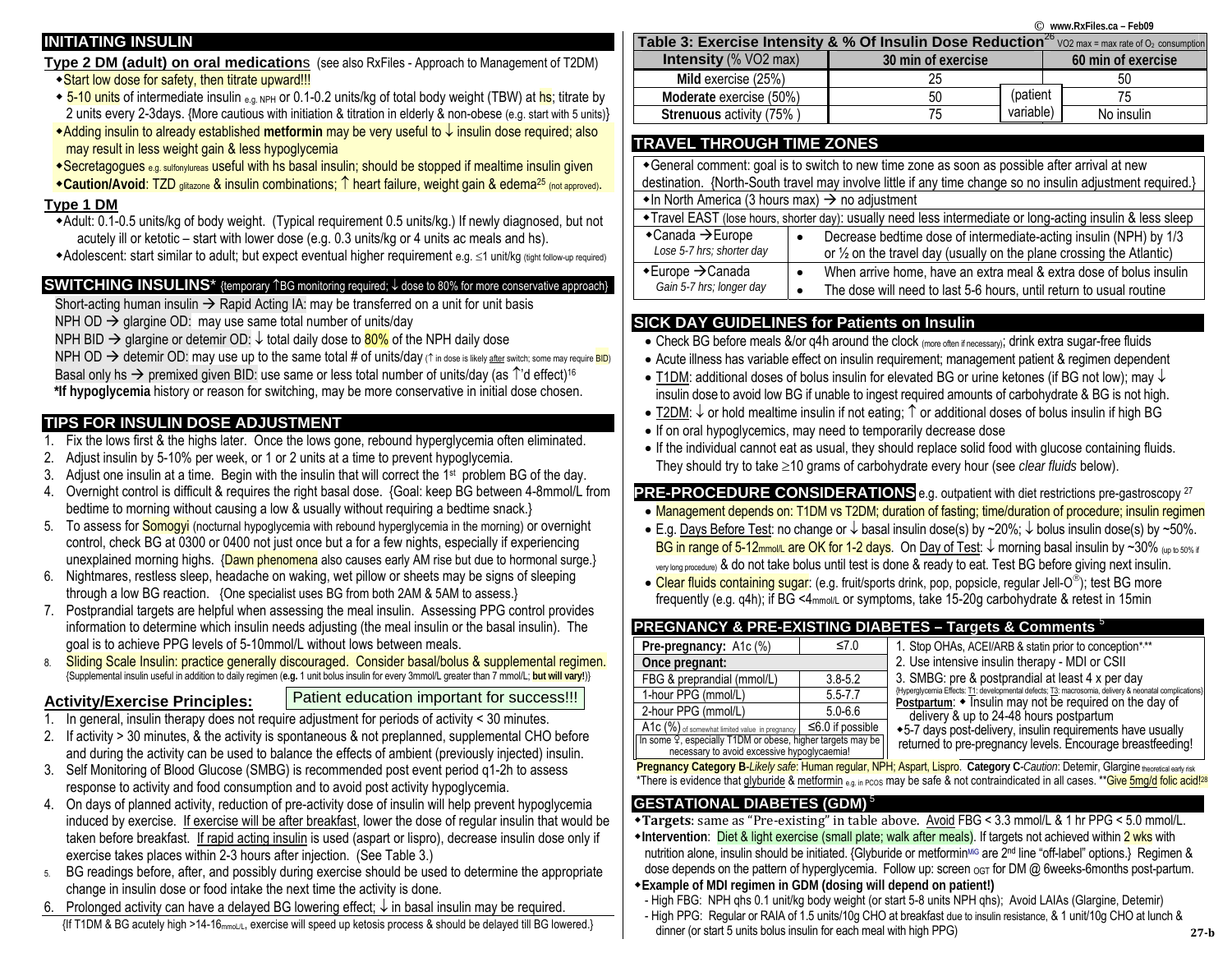## INITIATING INSULIN

### Type 2 DM (adult) on oral medications (see also RxFiles - Approach to Management of T2DM)

- Start low dose for safety, then titrate upward!!!
- 5-10 units of intermediate insulin e.g. NPH or 0.1-0.2 units/kg of total body weight (TBW) at hs; titrate by 2 units every 2-3days. {More cautious with initiation & titration in elderly & non-obese (e.g. start with 5 units)}
- Adding insulin to already established **metformin** may be very useful to ↓ insulin dose required; also may result in less weight gain & less hypoglycemia
- Secretagogues e.g. sulfonylureas useful with hs basal insulin; should be stopped if mealtime insulin given
- **Caution/Avoid**: TZD glitazone & insulin combinations; ↑ heart failure, weight gain & edema[25] (not approved).

### Type 1 DM

- Adult: 0.1-0.5 units/kg of body weight. (Typical requirement 0.5 units/kg.) If newly diagnosed, but not acutely ill or ketotic – start with lower dose (e.g. 0.3 units/kg or 4 units ac meals and hs).
- Adolescent: start similar to adult; but expect eventual higher requirement e.g. ≤1 unit/kg (tight follow-up required)

## SWITCHING INSULINS* {temporary ↑BG monitoring required; ↓ dose to 80% for more conservative approach}

Short-acting human insulin → Rapid Acting IA: may be transferred on a unit for unit basis

NPH OD → glargine OD: may use same total number of units/day

NPH BID → glargine or detemir OD: ↓ total daily dose to 80% of the NPH daily dose

NPH OD → detemir OD: may use up to the same total # of units/day (↑ in dose is likely after switch; some may require BID)

Basal only hs → premixed given BID: use same or less total number of units/day (as ↑'d effect)[16]

***If hypoglycemia** history or reason for switching, may be more conservative in initial dose chosen.

## TIPS FOR INSULIN DOSE ADJUSTMENT

1. Fix the lows first & the highs later. Once the lows gone, rebound hyperglycemia often eliminated.
2. Adjust insulin by 5-10% per week, or 1 or 2 units at a time to prevent hypoglycemia.
3. Adjust one insulin at a time. Begin with the insulin that will correct the 1st problem BG of the day.
4. Overnight control is difficult & requires the right basal dose. {Goal: keep BG between 4-8mmol/L from bedtime to morning without causing a low & usually without requiring a bedtime snack.}
5. To assess for Somogyi (nocturnal hypoglycemia with rebound hyperglycemia in the morning) or overnight control, check BG at 0300 or 0400 not just once but a for a few nights, especially if experiencing unexplained morning highs. {Dawn phenomena also causes early AM rise but due to hormonal surge.}
6. Nightmares, restless sleep, headache on waking, wet pillow or sheets may be signs of sleeping through a low BG reaction. {One specialist uses BG from both 2AM & 5AM to assess.}
7. Postprandial targets are helpful when assessing the meal insulin. Assessing PPG control provides information to determine which insulin needs adjusting (the meal insulin or the basal insulin). The goal is to achieve PPG levels of 5-10mmol/L without lows between meals.
8. Sliding Scale Insulin: practice generally discouraged. Consider basal/bolus & supplemental regimen. {Supplemental insulin useful in addition to daily regimen (**e.g.** 1 unit bolus insulin for every 3mmol/L greater than 7 mmol/L; **but will vary!**)}

### Activity/Exercise Principles:

Patient education important for success!!!

1. In general, insulin therapy does not require adjustment for periods of activity < 30 minutes.
2. If activity > 30 minutes, & the activity is spontaneous & not preplanned, supplemental CHO before and during the activity can be used to balance the effects of ambient (previously injected) insulin.
3. Self Monitoring of Blood Glucose (SMBG) is recommended post event period q1-2h to assess response to activity and food consumption and to avoid post activity hypoglycemia.
4. On days of planned activity, reduction of pre-activity dose of insulin will help prevent hypoglycemia induced by exercise. If exercise will be after breakfast, lower the dose of regular insulin that would be taken before breakfast. If rapid acting insulin is used (aspart or lispro), decrease insulin dose only if exercise takes places within 2-3 hours after injection. (See Table 3.)
5. BG readings before, after, and possibly during exercise should be used to determine the appropriate change in insulin dose or food intake the next time the activity is done.
6. Prolonged activity can have a delayed BG lowering effect; ↓ in basal insulin may be required.

{If T1DM & BG acutely high >14-16mmol/L, exercise will speed up ketosis process & should be delayed till BG lowered.}

## Table 3: Exercise Intensity & % Of Insulin Dose Reduction[26]

VO2 max = max rate of $O_2$ consumption

| Intensity (% VO2 max) | 30 min of exercise | 60 min of exercise |
|---|---|---|
| Mild exercise (25%) | 25 | 50 |
| Moderate exercise (50%) | 50 (patient | 75 |
| Strenuous activity (75% ) | 75 variable) | No insulin |

## TRAVEL THROUGH TIME ZONES

- General comment: goal is to switch to new time zone as soon as possible after arrival at new destination. {North-South travel may involve little if any time change so no insulin adjustment required.}
- In North America (3 hours max) → no adjustment
- Travel EAST (lose hours, shorter day): usually need less intermediate or long-acting insulin & less sleep

| | |
|---|---|
| Canada → Europe *Lose 5-7 hrs; shorter day* | Decrease bedtime dose of intermediate-acting insulin (NPH) by 1/3 or ½ on the travel day (usually on the plane crossing the Atlantic) |
| Europe → Canada *Gain 5-7 hrs; longer day* | When arrive home, have an extra meal & extra dose of bolus insulin; The dose will need to last 5-6 hours, until return to usual routine |

## SICK DAY GUIDELINES for Patients on Insulin

- Check BG before meals &/or q4h around the clock (more often if necessary); drink extra sugar-free fluids
- Acute illness has variable effect on insulin requirement; management patient & regimen dependent
- T1DM: additional doses of bolus insulin for elevated BG or urine ketones (if BG not low); may ↓ insulin dose to avoid low BG if unable to ingest required amounts of carbohydrate & BG is not high.
- T2DM: ↓ or hold mealtime insulin if not eating; ↑ or additional doses of bolus insulin if high BG
- If on oral hypoglycemics, may need to temporarily decrease dose
- If the individual cannot eat as usual, they should replace solid food with glucose containing fluids. They should try to take ≥10 grams of carbohydrate every hour (see *clear fluids* below).

## PRE-PROCEDURE CONSIDERATIONS e.g. outpatient with diet restrictions pre-gastroscopy[27]

- Management depends on: T1DM vs T2DM; duration of fasting; time/duration of procedure; insulin regimen
- E.g. Days Before Test: no change or ↓ basal insulin dose(s) by ~20%; ↓ bolus insulin dose(s) by ~50%. BG in range of 5-12mmol/L are OK for 1-2 days. On Day of Test: ↓ morning basal insulin by ~30% (up to 50% if very long procedure) & do not take bolus until test is done & ready to eat. Test BG before giving next insulin.
- Clear fluids containing sugar: (e.g. fruit/sports drink, pop, popsicle, regular Jell-O®); test BG more frequently (e.g. q4h); if BG <4mmol/L or symptoms, take 15-20g carbohydrate & retest in 15min

## PREGNANCY & PRE-EXISTING DIABETES – Targets & Comments[5]

| Pre-pregnancy: A1c (%) | ≤7.0 |
|---|---|
| **Once pregnant:** | |
| FBG & preprandial (mmol/L) | 3.8-5.2 |
| 1-hour PPG (mmol/L) | 5.5-7.7 |
| 2-hour PPG (mmol/L) | 5.0-6.6 |
| A1c (%) of somewhat limited value in pregnancy | ≤6.0 if possible |
| In some ♀, especially T1DM or obese, higher targets may be necessary to avoid excessive hypoglycaemia! | |

1. Stop OHAs, ACEI/ARB & statin prior to conception*,**
2. Use intensive insulin therapy - MDI or CSII
3. SMBG: pre & postprandial at least 4 x per day

{Hyperglycemia Effects: T1: developmental defects; T3: macrosomia, delivery & neonatal complications}

**Postpartum**:
- Insulin may not be required on the day of delivery & up to 24-48 hours postpartum
- 5-7 days post-delivery, insulin requirements have usually returned to pre-pregnancy levels. Encourage breastfeeding!

**Pregnancy Category B**-*Likely safe*: Human regular, NPH; Aspart, Lispro. **Category C**-*Caution*: Detemir, Glargine theoretical early risk

*There is evidence that glyburide & metformin e.g. in PCOS may be safe & not contraindicated in all cases. **Give 5mg/d folic acid![28]

## GESTATIONAL DIABETES (GDM)[5]

- **Targets**: same as "Pre-existing" in table above. Avoid FBG < 3.3 mmol/L & 1 hr PPG < 5.0 mmol/L.
- **Intervention**: Diet & light exercise (small plate; walk after meals). If targets not achieved within 2 wks with nutrition alone, insulin should be initiated. {Glyburide or metformin[M/G] are 2nd line "off-label" options.} Regimen & dose depends on the pattern of hyperglycemia. Follow up: screen OGT for DM @ 6weeks-6months post-partum.
- **Example of MDI regimen in GDM (dosing will depend on patient!)**
  - High FBG: NPH qhs 0.1 unit/kg body weight (or start 5-8 units NPH qhs); Avoid LAIAs (Glargine, Detemir)
  - High PPG: Regular or RAIA of 1.5 units/10g CHO at breakfast due to insulin resistance, & 1 unit/10g CHO at lunch & dinner (or start 5 units bolus insulin for each meal with high PPG)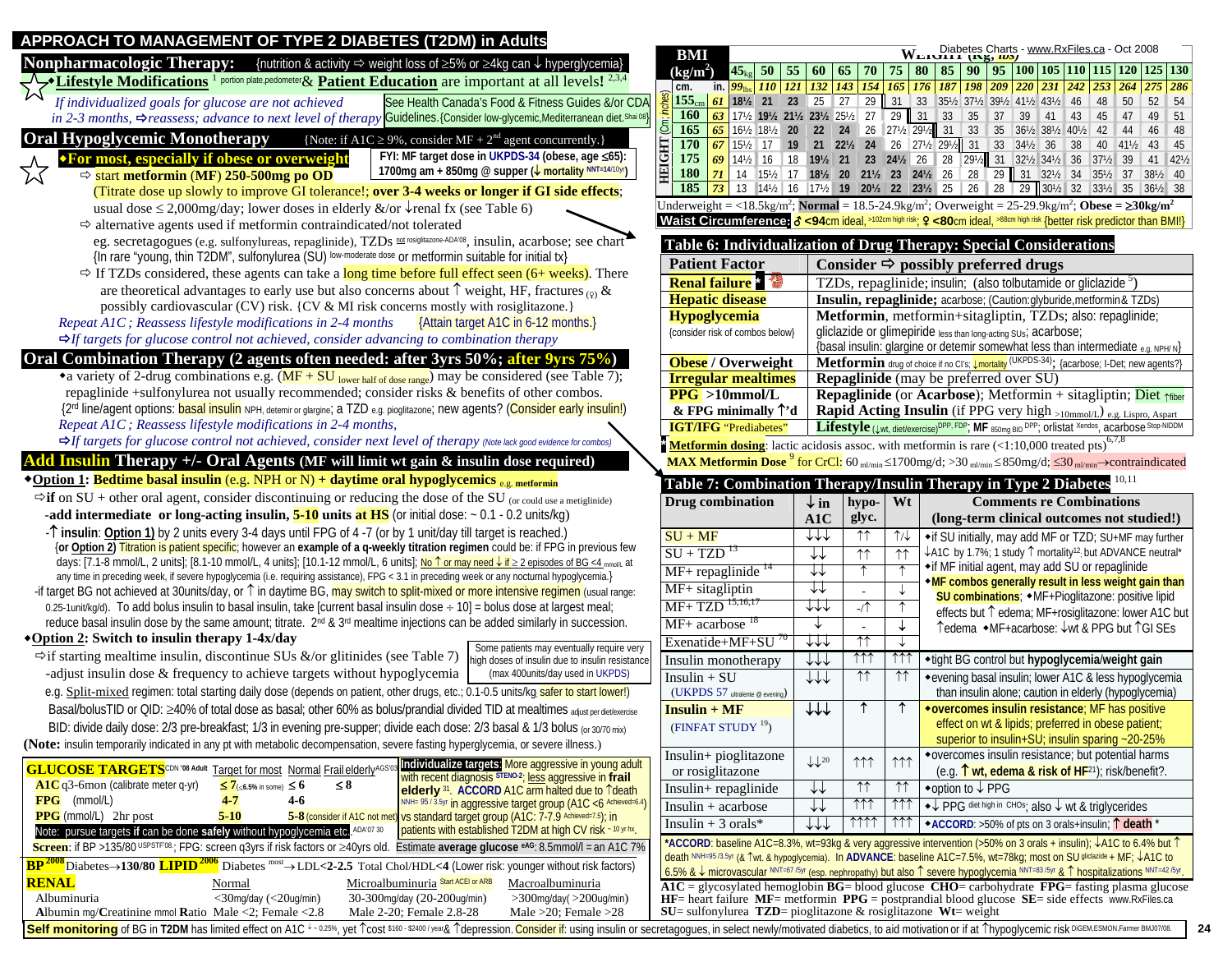# APPROACH TO MANAGEMENT OF TYPE 2 DIABETES (T2DM) in Adults

## Nonpharmacologic Therapy:

{nutrition & activity ⇒ weight loss of ≥5% or ≥4kg can ↓ hyperglycemia}

☆ ◆**Lifestyle Modifications** [1] portion plate,pedometer **& Patient Education** are important at all levels! [2,3,4]

*If individualized goals for glucose are not achieved in 2-3 months, ⇒reassess; advance to next level of therapy*

See Health Canada's Food & Fitness Guides &/or CDA Guidelines.{Consider low-glycemic,Mediterranean diet.[Shai 08]}

## Oral Hypoglycemic Monotherapy

{Note: if A1C ≥ 9%, consider MF + 2nd agent concurrently.}

☆ ◆**For most, especially if obese or overweight**

FYI: MF target dose in UKPDS-34 (obese, age ≤65): 1700mg am + 850mg @ supper (↓ mortality NNT=14/10yr)

⇨ start **metformin** (**MF**) **250-500mg po OD**

(Titrate dose up slowly to improve GI tolerance!; **over 3-4 weeks or longer if GI side effects**; usual dose ≤ 2,000mg/day; lower doses in elderly &/or ↓renal fx (see Table 6)

⇨ alternative agents used if metformin contraindicated/not tolerated

eg. secretagogues (e.g. sulfonylureas, repaglinide), TZDs not rosiglitazone-ADA'08, insulin, acarbose; see chart

{In rare "young, thin T2DM", sulfonylurea (SU) low-moderate dose or metformin suitable for initial tx}

⇨ If TZDs considered, these agents can take a long time before full effect seen (6+ weeks). There are theoretical advantages to early use but also concerns about ↑ weight, HF, fractures (♀) & possibly cardiovascular (CV) risk. {CV & MI risk concerns mostly with rosiglitazone.}

*Repeat A1C ; Reassess lifestyle modifications in 2-4 months* {Attain target A1C in 6-12 months.}

*⇨If targets for glucose control not achieved, consider advancing to combination therapy*

## Oral Combination Therapy (2 agents often needed: after 3yrs 50%; after 9yrs 75%)

◆a variety of 2-drug combinations e.g. (MF + SU lower half of dose range) may be considered (see Table 7); repaglinide +sulfonylurea not usually recommended; consider risks & benefits of other combos.

{2nd line/agent options: basal insulin NPH, detemir or glargine; a TZD e.g. pioglitazone; new agents? (Consider early insulin!)

*Repeat A1C ; Reassess lifestyle modifications in 2-4 months,*

*⇨If targets for glucose control not achieved, consider next level of therapy* (Note lack good evidence for combos)

## Add Insulin Therapy +/- Oral Agents (MF will limit wt gain & insulin dose required)

◆**Option 1**: **Bedtime basal insulin** (e.g. NPH or N) **+ daytime oral hypoglycemics** e.g. metformin

⇨**if** on SU + other oral agent, consider discontinuing or reducing the dose of the SU (or could use a metiglinide)

-**add intermediate or long-acting insulin, 5-10 units at HS** (or initial dose: ~ 0.1 - 0.2 units/kg)

-↑ insulin: **Option 1)** by 2 units every 3-4 days until FPG of 4 -7 (or by 1 unit/day till target is reached.)

{or **Option 2)** Titration is patient specific; however an **example of a q-weekly titration regimen** could be: if FPG in previous few days: [7.1-8 mmol/L, 2 units]; [8.1-10 mmol/L, 4 units]; [10.1-12 mmol/L, 6 units]; No ↑ or may need ↓ if ≥ 2 episodes of BG <4 mmol/L at any time in preceding week, if severe hypoglycemia (i.e. requiring assistance), FPG < 3.1 in preceding week or any nocturnal hypoglycemia.}

-if target BG not achieved at 30units/day, or ↑ in daytime BG, may switch to split-mixed or more intensive regimen (usual range: 0.25-1unit/kg/d). To add bolus insulin to basal insulin, take [current basal insulin dose ÷ 10] = bolus dose at largest meal; reduce basal insulin dose by the same amount; titrate. 2nd & 3rd mealtime injections can be added similarly in succession.

◆**Option 2: Switch to insulin therapy 1-4x/day**

⇨if starting mealtime insulin, discontinue SUs &/or glitinides (see Table 7)

-adjust insulin dose & frequency to achieve targets without hypoglycemia

Some patients may eventually require very high doses of insulin due to insulin resistance (max 400units/day used in UKPDS)

e.g. Split-mixed regimen: total starting daily dose (depends on patient, other drugs, etc.; 0.1-0.5 units/kg; safer to start lower!)

Basal/bolusTID or QID: ≥40% of total dose as basal; other 60% as bolus/prandial divided TID at mealtimes adjust per diet/exercise

BID: divide daily dose: 2/3 pre-breakfast; 1/3 in evening pre-supper; divide each dose: 2/3 basal & 1/3 bolus (or 30/70 mix)

(**Note:** insulin temporarily indicated in any pt with metabolic decompensation, severe fasting hyperglycemia, or severe illness.)

| GLUCOSE TARGETS CDN '08 Adult | Target for most | Normal | Frail elderly AGS'03 |
|---|---|---|---|
| A1C q3-6mon (calibrate meter q-yr) | ≤ 7 (≤6.5% in some) | ≤ 6 | ≤ 8 |
| FPG (mmol/L) | 4-7 | 4-6 | |
| PPG (mmol/L) 2hr post | 5-10 | 5-8 (consider if A1C not met) | |

Note: pursue targets if can be done **safely** without hypoglycemia etc. ADA'07 30

**Individualize targets:** More aggressive in young adult with recent diagnosis STENO-2; less aggressive in **frail elderly** [31]. **ACCORD** A1C arm halted due to ↑death NNH= 95 / 3.5yr in aggressive target group (A1C <6 Achieved=6.4) vs standard target group (A1C: 7-7.9 Achieved=7.5); in patients with established T2DM at high CV risk ~ 10 yr hx.

**Screen**: if BP >135/80 USPSTF'08 ; FPG: screen q3yrs if risk factors or ≥40yrs old. Estimate **average glucose** eAG: 8.5mmol/l = an A1C 7%

**BP** 2008 Diabetes→**130/80** **LIPID** 2006 Diabetes most→ LDL<**2-2.5** Total Chol/HDL<**4** (Lower risk: younger without risk factors)

| RENAL | Normal | Microalbuminuria Start ACEI or ARB | Macroalbuminuria |
|---|---|---|---|
| Albuminuria | <30mg/day (<20ug/min) | 30-300mg/day (20-200ug/min) | >300mg/day( >200ug/min) |
| Albumin mg/Creatinine mmol Ratio | Male <2; Female <2.8 | Male 2-20; Female 2.8-28 | Male >20; Female >28 |

**Self monitoring** of BG in **T2DM** has limited effect on A1C ↓ ~ 0.25%, yet ↑cost $160 - $2400 / year & ↑depression. Consider if: using insulin or secretagogues, in select newly/motivated diabetics, to aid motivation or if at ↑hypoglycemic risk DiGEM,ESMON,Farmer BMJ07/08.

---

Diabetes Charts - www.RxFiles.ca - Oct 2008

| BMI (kg/m²) | | WEIGHT (kg, lbs) | | | | | | | | | | | | | | | | | |
|---|---|---|---|---|---|---|---|---|---|---|---|---|---|---|---|---|---|---|---|
| | | 45 kg | 50 | 55 | 60 | 65 | 70 | 75 | 80 | 85 | 90 | 95 | 100 | 105 | 110 | 115 | 120 | 125 | 130 |
| **HEIGHT** cm. | in. | 99 lbs | 110 | 121 | 132 | 143 | 154 | 165 | 176 | 187 | 198 | 209 | 220 | 231 | 242 | 253 | 264 | 275 | 286 |
| 155 cm | 61 | 18½ | 21 | 23 | 25 | 27 | 29 | 31 | 33 | 35½ | 37½ | 39½ | 41½ | 43½ | 46 | 48 | 50 | 52 | 54 |
| 160 | 63 | 17½ | 19½ | 21½ | 23½ | 25½ | 27 | 29 | 31 | 33 | 35 | 37 | 39 | 41 | 43 | 45 | 47 | 49 | 51 |
| 165 | 65 | 16½ | 18½ | 20 | 22 | 24 | 26 | 27½ | 29½ | 31 | 33 | 35 | 36½ | 38½ | 40½ | 42 | 44 | 46 | 48 |
| 170 | 67 | 15½ | 17 | 19 | 21 | 22½ | 24 | 26 | 27½ | 29½ | 31 | 33 | 34½ | 36 | 38 | 40 | 41½ | 43 | 45 |
| 175 | 69 | 14½ | 16 | 18 | 19½ | 21 | 23 | 24½ | 26 | 28 | 29½ | 31 | 32½ | 34½ | 36 | 37½ | 39 | 41 | 42½ |
| 180 | 71 | 14 | 15½ | 17 | 18½ | 20 | 21½ | 23 | 24½ | 26 | 28 | 29 | 31 | 32½ | 34 | 35½ | 37 | 38½ | 40 |
| 185 | 73 | 13 | 14½ | 16 | 17½ | 19 | 20½ | 22 | 23½ | 25 | 26 | 28 | 29 | 30½ | 32 | 33½ | 35 | 36½ | 38 |

Underweight = <18.5kg/m²; **Normal** = 18.5-24.9kg/m²; Overweight = 25-29.9kg/m²; **Obese = ≥30kg/m²**

**Waist Circumference**: ♂ **<94**cm ideal, >102cm high risk; ♀ **<80**cm ideal, >88cm high risk {better risk predictor than BMI!}

### Table 6: Individualization of Drug Therapy: Special Considerations

| Patient Factor | Consider ⇨ possibly preferred drugs |
|---|---|
| **Renal failure** * | TZDs, repaglinide; insulin; (also tolbutamide or gliclazide [5]) |
| **Hepatic disease** | **Insulin, repaglinide;** acarbose; (Caution:glyburide,metformin& TZDs) |
| **Hypoglycemia** {consider risk of combos below} | **Metformin**, metformin+sitagliptin, TZDs; also: repaglinide; gliclazide or glimepiride less than long-acting SUs; acarbose; {basal insulin: glargine or detemir somewhat less than intermediate e.g. NPH/ N} |
| **Obese** / Overweight | **Metformin** drug of choice if no CI's; ↓mortality (UKPDS-34); {acarbose; I-Det; new agents?} |
| **Irregular mealtimes** | **Repaglinide** (may be preferred over SU) |
| **PPG** >10mmol/L & FPG minimally ↑'d | **Repaglinide** (or **Acarbose**); Metformin + sitagliptin; Diet ↑fiber **Rapid Acting Insulin** (if PPG very high >10mmol/L) e.g. Lispro, Aspart |
| **IGT/IFG** "Prediabetes" | **Lifestyle** (↓wt, diet/exercise) DPP, FDP; **MF** 850mg BID DPP; orlistat Xendos, acarbose Stop-NIDDM |

\* **Metformin dosing**: lactic acidosis assoc. with metformin is rare (<1:10,000 treated pts)[6,7,8]

**MAX Metformin Dose** [9] for CrCl: 60 ml/min ≤1700mg/d; >30 ml/min ≤850mg/d; ≤30 ml/min→contraindicated

### Table 7: Combination Therapy/Insulin Therapy in Type 2 Diabetes [10,11]

| Drug combination | ↓in A1C | hypo-glyc. | Wt | Comments re Combinations (long-term clinical outcomes not studied!) |
|---|---|---|---|---|
| SU + MF | ↓↓↓ | ↑↑ | ↑/↓ | ◆if SU initially, may add MF or TZD; SU+MF may further ↓A1C by 1.7%; 1 study ↑ mortality[12]; but ADVANCE neutral* ◆if MF initial agent, may add SU or repaglinide ◆**MF combos generally result in less weight gain than SU combinations**; ◆MF+Pioglitazone: positive lipid effects but ↑ edema; MF+rosiglitazone: lower A1C but ↑edema ◆MF+acarbose: ↓wt & PPG but ↑GI SEs |
| SU + TZD [13] | ↓↓ | ↑↑ | ↑↑ | |
| MF+ repaglinide [14] | ↓↓ | ↑ | ↑ | |
| MF+ sitagliptin | ↓↓ | - | ↓ | |
| MF+ TZD [15,16,17] | ↓↓↓ | -/↑ | ↑ | |
| MF+ acarbose [18] | ↓ | - | ↓ | |
| Exenatide+MF+SU [70] | ↓↓↓ | ↑↑ | ↓ | |
| Insulin monotherapy | ↓↓↓ | ↑↑↑ | ↑↑↑ | ◆tight BG control but **hypoglycemia/weight gain** |
| Insulin + SU (UKPDS 57 ultralente @ evening) | ↓↓↓ | ↑↑ | ↑↑ | ◆evening basal insulin; lower A1C & less hypoglycemia than insulin alone; caution in elderly (hypoglycemia) |
| **Insulin + MF** (FINFAT STUDY [19]) | ↓↓↓ | ↑ | ↑ | ◆**overcomes insulin resistance**; MF has positive effect on wt & lipids; preferred in obese patient; superior to insulin+SU; insulin sparing ~20-25% |
| Insulin+ pioglitazone or rosiglitazone | ↓↓[20] | ↑↑↑ | ↑↑↑ | ◆overcomes insulin resistance; but potential harms (e.g. ↑ **wt, edema & risk of HF**[21]); risk/benefit?. |
| Insulin+ repaglinide | ↓↓ | ↑↑ | ↑↑ | ◆option to ↓ PPG |
| Insulin + acarbose | ↓↓ | ↑↑↑ | ↑↑↑ | ◆↓ PPG diet high in CHOs; also ↓ wt & triglycerides |
| Insulin + 3 orals* | ↓↓↓ | ↑↑↑↑ | ↑↑↑ | ◆**ACCORD**: >50% of pts on 3 orals+insulin; ↑ **death** * |

***ACCORD**: baseline A1C=8.3%, wt=93kg & very aggressive intervention (>50% on 3 orals + insulin); ↓A1C to 6.4% but ↑ death NNH=95 /3.5yr (& ↑wt. & hypoglycemia). In **ADVANCE**: baseline A1C=7.5%, wt=78kg; most on SU gliclazide + MF; ↓A1C to 6.5% & ↓ microvascular NNT=67 /5yr (esp. nephropathy) but also ↑ severe hypoglycemia NNT=83 /5yr & ↑ hospitalizations NNT=42 /5yr.

**A1C** = glycosylated hemoglobin **BG**= blood glucose **CHO**= carbohydrate **FPG**= fasting plasma glucose **HF**= heart failure **MF**= metformin **PPG** = postprandial blood glucose **SE**= side effects www.RxFiles.ca **SU**= sulfonylurea **TZD**= pioglitazone & rosiglitazone **Wt**= weight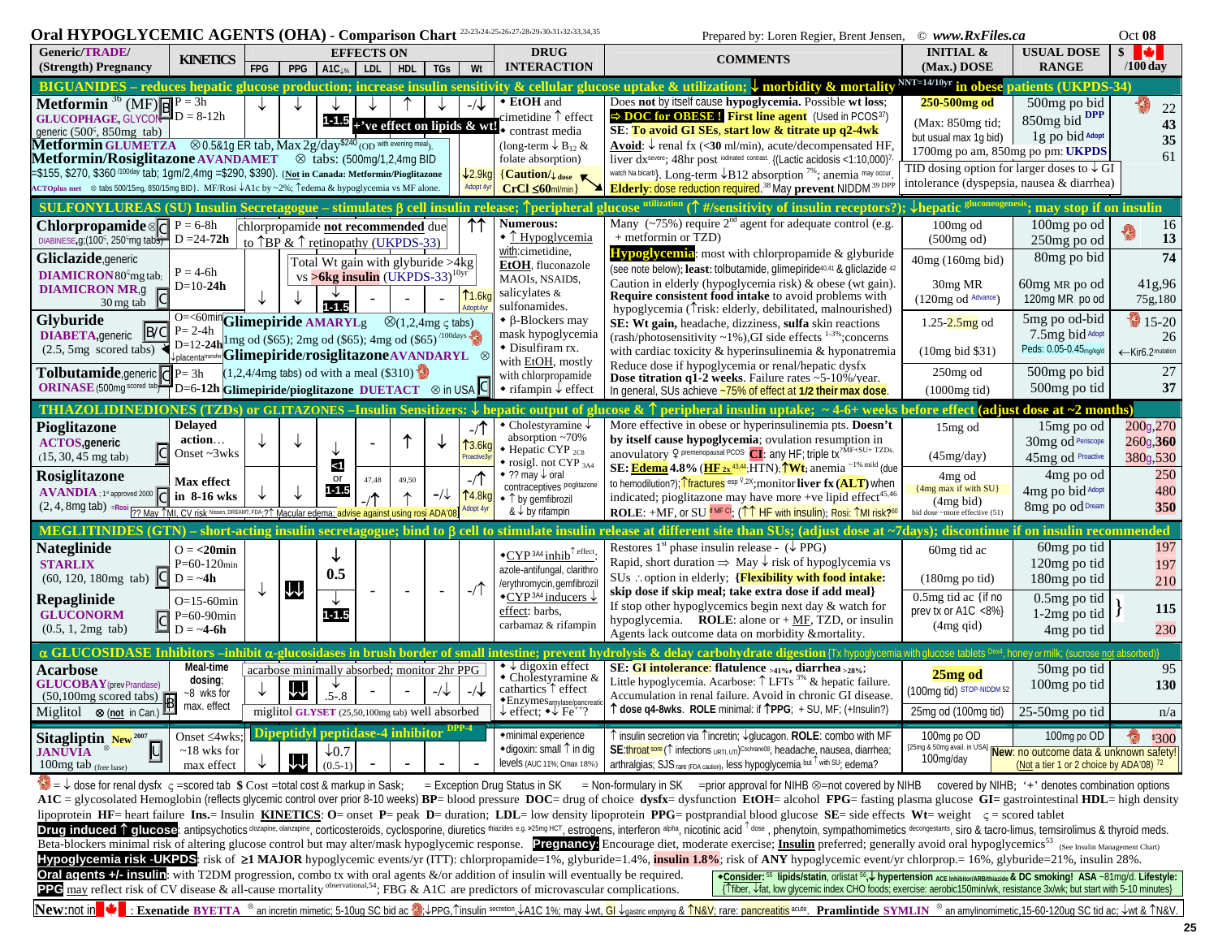# Oral HYPOGLYCEMIC AGENTS (OHA) - Comparison Chart [22,23,24,25,26,27,28,29,30,31,32,33,34,35]

Prepared by: Loren Regier, Brent Jensen, © www.RxFiles.ca — Oct 08

| Generic/TRADE/ (Strength) Pregnancy | KINETICS | FPG | PPG | A1C↓% | LDL | HDL | TGs | Wt | DRUG INTERACTION | COMMENTS | INITIAL & (Max.) DOSE | USUAL DOSE RANGE | $ /100 day |
|---|---|---|---|---|---|---|---|---|---|---|---|---|---|
| **BIGUANIDES – reduces hepatic glucose production; increase insulin sensitivity & cellular glucose uptake & utilization; ↓ morbidity & mortality NNT=14/10yr in obese patients (UKPDS-34)** | | | | | | | | | | | | | |
| **Metformin** [36] (MF) B GLUCOPHAGE, GLYCON generic (500, 850mg tab) | P = 3h D = 8-12h | ↓ | ↓ | 1-1.5 | ↓ | ↑ | ↓ | -/↓ | • EtOH and cimetidine ↑ effect • contrast media (long-term ↓ $B_{12}$ & folate absorption) {Caution/↓ dose CrCl ≤60ml/min} | Does **not** by itself cause **hypoglycemia**. Possible **wt loss**; ⇒ **DOC for OBESE! First line agent** (Used in PCOS[37]) **SE: To avoid GI SEs, start low & titrate up q2-4wk** **Avoid**: ↓ renal fx (<30 ml/min), acute/decompensated HF, liver dx severe; 48hr post iodinated contrast. {(Lactic acidosis <1:10,000)[7], watch Na bicarb}. Long-term ↓B12 absorption [7%]; anemia may occur. **Elderly**: dose reduction required.[38] May **prevent** NIDDM [39 DPP] | **250-500mg od** (Max: 850mg tid; but usual max 1g bid) | 500mg po bid; 850mg bid DPP; 1g po bid Adopt; 1700mg po am, 850mg po pm: UKPDS; TID dosing option for larger doses to ↓ GI intolerance (dyspepsia, nausea & diarrhea) | 22; 43; 35; 61 |
| **Metformin GLUMETZA** ⊗ 0.5&1g ER tab, Max 2g/day $240 (OD with evening meal) | | | +'ve effect on lipids & wt! | | | | | | | | | | |
| **Metformin/Rosiglitazone AVANDAMET** ⊗ tabs: (500mg/1,2,4mg BID =$155, $270, $360 /100day tab; 1gm/2,4mg =$290, $390). (Not in Canada: Metformin/Pioglitazone ACTOplus met ⊗ tabs 500/15mg, 850/15mg BID). MF/Rosi ↓A1c by ~2%; ↑edema & hypoglycemia vs MF alone. | | | | | | | | ↓2.9kg Adopt 4yr | | | | | |
| **SULFONYLUREAS (SU) Insulin Secretagogue – stimulates β cell insulin release; ↑peripheral glucose utilization (↑ #/sensitivity of insulin receptors?); ↓hepatic gluconeogenesis; may stop if on insulin** | | | | | | | | | | | | | |
| **Chlorpropamide** ⊗ C DIABINESE, g (100, 250mg tabs) | P = 6-8h D = 24-72h | chlorpropamide **not recommended** due to ↑BP & ↑ retinopathy (UKPDS-33) | | | | | | ↑↑ | **Numerous**: • ↑ Hypoglycemia with: cimetidine, **EtOH**, fluconazole MAOIs, NSAIDS, salicylates & sulfonamides. • β-Blockers may mask hypoglycemia • Disulfiram rx. with EtOH, mostly with chlorpropamide • rifampin ↓ effect | Many (~75%) require 2nd agent for adequate control (e.g. + metformin or TZD) **Hypoglycemia**: most with chlorpropamide & glyburide (see note below); **least**: tolbutamide, glimepiride[40,41] & gliclazide [42] Caution in elderly (hypoglycemia risk) & obese (wt gain). **Require consistent food intake** to avoid problems with hypoglycemia (↑risk: elderly, debilitated, malnourished) **SE: Wt gain**, headache, dizziness, **sulfa** skin reactions (rash/photosensitivity ~1%), GI side effects [1-3%]; concerns with cardiac toxicity & hyperinsulinemia & hyponatremia Reduce dose if hypoglycemia or renal/hepatic dysfx **Dose titration q1-2 weeks.** Failure rates ~5-10%/year. In general, SUs achieve ~75% of effect at **1/2 their max dose**. | 100mg od (500mg od) | 100mg po od; 250mg po od | 16; 13 |
| **Gliclazide**, generic DIAMICRON 80mg tab; DIAMICRON MR, g 30 mg tab C | P = 4-6h D = 10-24h | Total Wt gain with glyburide >4kg vs >6kg insulin (UKPDS-33) 10yr | ↓ | 1-1.5 | - | - | - | ↑1.6kg Adopt 4yr | | | 40mg (160mg bid); 30mg MR (120mg od Advance) | 80mg po bid; 60mg MR po od; 120mg MR po od | 74; 41g, 96; 75g, 180 |
| **Glyburide** DIABETA, generic B/C (2.5, 5mg scored tabs) | O=<60min P= 2-4h D=12-24h ↓placenta transfer | **Glimepiride AMARYL** g ⊗ (1,2,4mg scored tabs) 1mg od ($65); 2mg od ($65); 4mg od ($65) /100days; **Glimepiride/rosiglitazone AVANDARYL** ⊗ (1,2/4,4mg tabs) od with a meal ($310) | | | | | | | | | 1.25-2.5mg od (10mg bid $31) | 5mg po od-bid; 7.5mg bid Adopt; Peds: 0.05-0.45mg/kg/d | 15-20; 26; ←Kir6.2 mutation |
| **Tolbutamide**, generic C ORINASE (500mg scored tab) | P= 3h D=6-12h | **Glimepiride/pioglitazone DUETACT** ⊗ in USA C | | | | | | | | | 250mg od (1000mg tid) | 500mg po bid; 500mg po tid | 27; 37 |
| **THIAZOLIDINEDIONES (TZDs) or GLITAZONES – Insulin Sensitizers: ↓ hepatic output of glucose & ↑ peripheral insulin uptake; ~ 4-6+ weeks before effect (adjust dose at ~2 months)** | | | | | | | | | | | | | |
| **Pioglitazone** ACTOS, generic (15, 30, 45 mg tab) C | Delayed action… Onset ~3wks | ↓ | ↓ | ↓ | - | ↑ | ↓ | -/↑ ↑3.6kg Proactive 3yr | • Cholestyramine ↓ absorption ~70% • Hepatic CYP 2C8 • rosigl. not CYP 3A4 • ?? may ↓ oral contraceptives pioglitazone • ↑ by gemfibrozil & ↓ by rifampin | More effective in obese or hyperinsulinemia pts. **Doesn't** by itself cause **hypoglycemia**; ovulation resumption in anovulatory ♀ premenopausal PCOS. **CI**: any HF; triple tx? MF+SU+ TZDs. **SE: Edema 4.8%** (HF 2x [43,44]; HTN); **↑Wt**; anemia ~1% mild (due to hemodilution?); ↑fractures esp ♀ 2x; monitor **liver fx (ALT)** when indicated; pioglitazone may have more +ve lipid effect[45,46] **ROLE**: +MF, or SU if MF CI; (↑↑ HF with insulin); Rosi: ↑MI risk?[60] | 15mg od (45mg/day) | 15mg po od; 30mg od Periscope; 45mg od Proactive | 200g, 270; 260g, 360; 380g, 530 |
| **Rosiglitazone** AVANDIA: 1st approved 2000 (2, 4, 8mg tab) C =Rosi | Max effect in 8-16 wks | ↓ | ↓ | <1 or 1-1.5 | 47,48 -/↑ | 49,50 ↑ | -/↓ | -/↑ ↑4.8kg Adopt 4yr | | ?? May ↑MI, CV risk Nissen, DREAM?, FDA;?↑ Macular edema; advise against using rosi ADA'08 | 4mg od {4mg max if with SU} (4mg bid) bid dose ~more effective (51) | 4mg po od; 4mg po bid Adopt; 8mg po od Dream | 250; 480; 350 |
| **MEGLITINIDES (GTN) – short-acting insulin secretagogue; bind to β cell to stimulate insulin release at different site than SUs; (adjust dose at ~7days); discontinue if on insulin recommended** | | | | | | | | | | | | | |
| **Nateglinide** STARLIX (60, 120, 180mg tab) C | O = <20min P=60-120min D = ~4h | ↓ | ↓↓ | ↓ 0.5 | - | - | - | -/↑ | • CYP 3A4 inhib ↑ effect: azole-antifungal, clarithro /erythromycin, gemfibrozil • CYP 3A4 inducers ↓ effect: barbs, carbamaz & rifampin | Restores 1st phase insulin release - (↓ PPG) Rapid, short duration ⇒ May ↓ risk of hypoglycemia vs SUs ∴ option in elderly; **{Flexibility with food intake: skip dose if skip meal; take extra dose if add meal}** If stop other hypoglycemics begin next day & watch for hypoglycemia. **ROLE**: alone or + MF, TZD, or insulin Agents lack outcome data on morbidity &mortality. | 60mg tid ac (180mg po tid) | 60mg po tid; 120mg po tid; 180mg po tid | 197; 197; 210 |
| **Repaglinide** GLUCONORM (0.5, 1, 2mg tab) C | O=15-60min P=60-90min D = ~4-6h | | | ↓ 1-1.5 | | | | | | | 0.5mg tid ac {if no prev tx or A1C <8%} (4mg qid) | 0.5mg po tid; 1-2mg po tid; 4mg po tid | } 115; 230 |
| **α GLUCOSIDASE Inhibitors – inhibit α-glucosidases in brush border of small intestine; prevent hydrolysis & delay carbohydrate digestion** (Tx hypoglycemia with glucose tablets Dex4, honey or milk; (sucrose not absorbed)) | | | | | | | | | | | | | |
| **Acarbose** GLUCOBAY (prev Prandase) (50,100mg scored tabs) B | Meal-time dosing; ~8 wks for max. effect | ↓ | ↓↓ | ↓ .5-.8 | - | - | -/↓ | -/↓ | • ↓ digoxin effect • Cholestyramine & cathartics ↑ effect • Enzymes amylase/pancreatic ↓ effect; • ↓ $Fe^{++}$? | **SE: GI intolerance**: **flatulence** >41%, **diarrhea** >28%; Little hypoglycemia. Acarbose: ↑ LFTs 3% & hepatic failure. Accumulation in renal failure. Avoid in chronic GI disease. **↑ dose q4-8wks. ROLE** minimal: if ↑PPG; + SU, MF; (+Insulin?) | **25mg od** (100mg tid) STOP-NIDDM 52 | 50mg po tid; 100mg po tid | 95; 130 |
| **Miglitol** ⊗ (not in Can.) | acarbose minimally absorbed; monitor 2hr PPG; miglitol GLYSET (25,50,100mg tab) well absorbed | | | | | | | | | | 25mg od (100mg tid) | 25-50mg po tid | n/a |
| **Sitagliptin** New 2007 JANUVIA ⊗ 100mg tab (free base) B | Onset ≤4wks; ~18 wks for max effect | **Dipeptidyl peptidase-4 inhibitor** DPP-4 ↓ | ↓↓ | ↓0.7 (0.5-1) | - | - | - | - | • minimal experience • digoxin: small ↑ in dig levels (AUC 11%; Cmax 18%) | ↑ insulin secretion via ↑incretin; ↓glucagon. **ROLE**: combo with MF **SE**: throat sore (↑ infections URTI, UTI) Cochrane08, headache, nausea, diarrhea; arthralgias; SJS rare (FDA caution), less hypoglycemia but ↑ with SU; edema? | 100mg po OD [25mg & 50mg avail. in USA] 100mg/day | 100mg po OD **New**: no outcome data & unknown safety! (Not a tier 1 or 2 choice by ADA'08) [72] | $300 |

= ↓ dose for renal dysfx; ς =scored tab; **$** Cost =total cost & markup in Sask; = Exception Drug Status in SK; = Non-formulary in SK; =prior approval for NIHB ⊗=not covered by NIHB; covered by NIHB; '+' denotes combination options

**A1C** = glycosylated Hemoglobin (reflects glycemic control over prior 8-10 weeks) **BP**= blood pressure **DOC**= drug of choice **dysfx**= dysfunction **EtOH**= alcohol **FPG**= fasting plasma glucose **GI**= gastrointestinal **HDL**= high density lipoprotein **HF**= heart failure **Ins.**= Insulin **KINETICS**: **O**= onset **P**= peak **D**= duration; **LDL**= low density lipoprotein **PPG**= postprandial blood glucose **SE**= side effects **Wt**= weight ς = scored tablet

**Drug induced ↑ glucose**: antipsychotics clozapine, olanzapine, corticosteroids, cyclosporine, diuretics thiazides e.g. >25mg HCT, estrogens, interferon alpha, nicotinic acid ↑ dose, phenytoin, sympathomimetics decongestants, siro & tacro-limus, temsirolimus & thyroid meds. Beta-blockers minimal risk of altering glucose control but may alter/mask hypoglycemic response. **Pregnancy**: Encourage diet, moderate exercise; **Insulin** preferred; generally avoid oral hypoglycemics[53] (See Insulin Management Chart)

**Hypoglycemia risk -UKPDS**: risk of **≥1 MAJOR** hypoglycemic events/yr (ITT): chlorpropamide=1%, glyburide=1.4%, **insulin 1.8%**; risk of **ANY** hypoglycemic event/yr chlorprop.= 16%, glyburide=21%, insulin 28%.

**Oral agents +/- insulin**: with T2DM progression, combo tx with oral agents &/or addition of insulin will eventually be required. **PPG** may reflect risk of CV disease & all-cause mortality observational,54; FBG & A1C are predictors of microvascular complications.

**Consider:** [55] **lipids/statin**, orlistat [56], **↓ hypertension** ACE inhibitor/ARB/thiazide **& DC smoking! ASA** ~81mg/d. **Lifestyle:** {↑fiber, ↓fat, low glycemic index CHO foods; exercise: aerobic150min/wk, resistance 3x/wk; but start with 5-10 minutes}

**New**: not in Canada: **Exenatide BYETTA** ⊗ an incretin mimetic; 5-10ug SC bid ac; ↓PPG, ↑insulin secretion, ↓A1C 1%; may ↓wt, GI ↓gastric emptying & ↑N&V; rare: pancreatitis acute. **Pramlintide SYMLIN** ⊗ an amylinomimetic, 15-60-120ug SC tid ac; ↓wt & ↑N&V.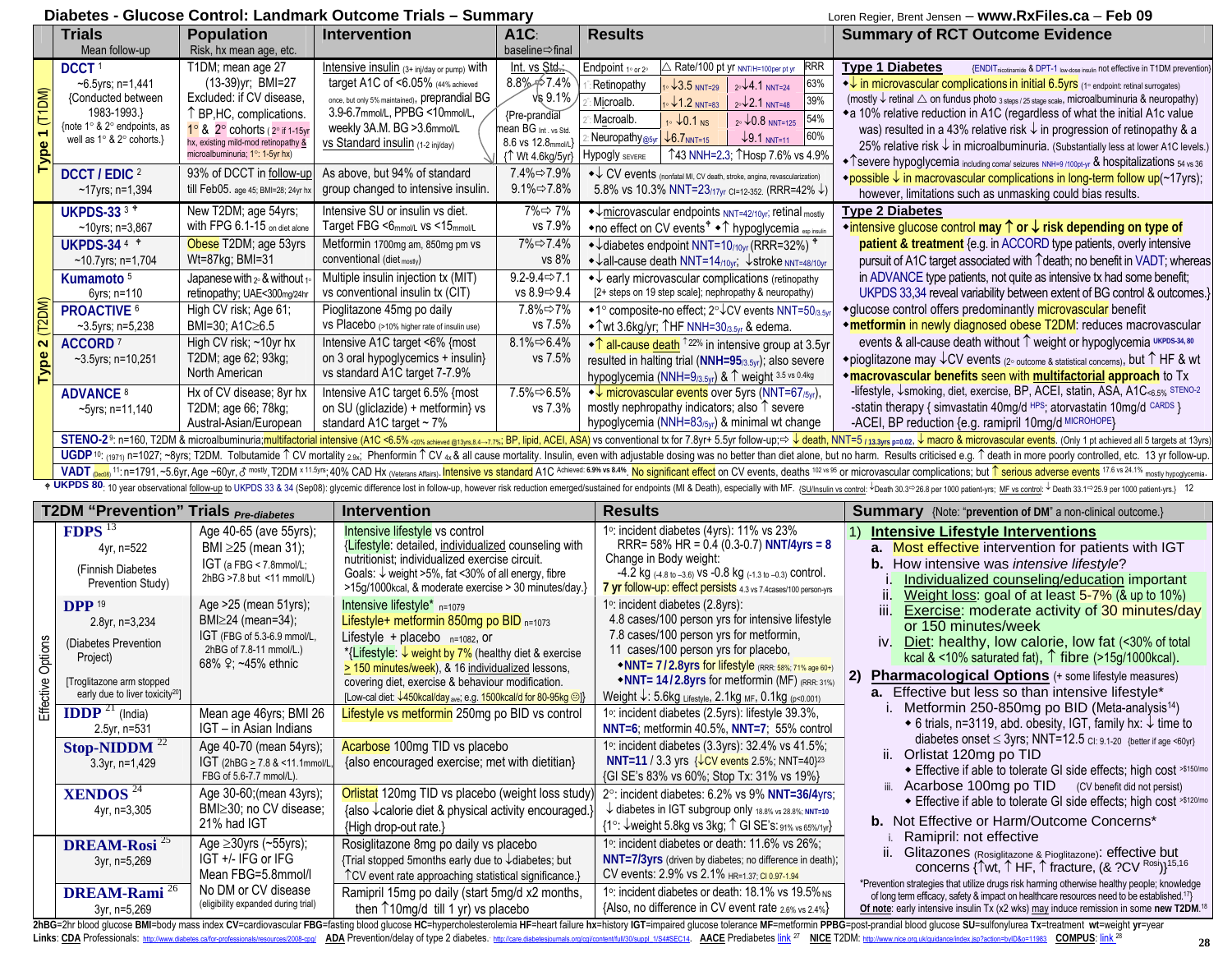# Diabetes - Glucose Control: Landmark Outcome Trials – Summary

Loren Regier, Brent Jensen – www.RxFiles.ca – Feb 09

| | Trials (Mean follow-up) | Population (Risk, hx mean age, etc.) | Intervention | A1C: baseline⇨final | Results | Summary of RCT Outcome Evidence |
|---|---|---|---|---|---|---|
| Type 1 (T1DM) | **DCCT** [1] ~6.5yrs; n=1,441 {Conducted between 1983-1993.} {note 1° & 2° endpoints, as well as 1° & 2° cohorts.} | T1DM; mean age 27 (13-39)yr; BMI=27. Excluded: if CV disease, ↑BP,HC, complications. 1° & 2° cohorts (2° if 1-15yr hx, existing mild-mod retinopathy & microalbuminuria; 1°: 1-5yr hx) | Intensive insulin (3+ inj/day or pump) with target A1C of <6.05% (44% achieved once, but only 5% maintained), preprandial BG 3.9-6.7mmol/L, PPBG <10mmol/L, weekly 3A.M. BG >3.6mmol/L vs Standard insulin (1-2 inj/day) | Int. vs Std.: 8.8%⇨7.4% vs 9.1% {Pre-prandial mean BG Int. vs Std. 8.6 vs 12.8mmol/L} {↑Wt 4.6kg/5yr} | Endpoint 1° or 2° / △ Rate/100 pt yr (NNT/H=100pt per yr) / RRR: 1° Retinopathy: 1° ↓3.5 NNT=29; 2° ↓4.1 NNT=24; 63%. 2° Microalb.: 1° ↓1.2 NNT=83; 2° ↓2.1 NNT=48; 39%. 2° Macroalb.: 1° ↓0.1 NS; 2° ↓0.8 NNT=125; 54%. 2 Neuropathy @5yr: ↓6.7 NNT=15; ↓9.1 NNT=11; 60%. Hypogly SEVERE: ↑43 NNH=2.3; ↑Hosp 7.6% vs 4.9% | **Type 1 Diabetes** {ENDIT nicotinamide & DPT-1 low-dose insulin not effective in T1DM prevention} ◆↓ in microvascular complications in initial 6.5yrs (1° endpoint: retinal surrogates) (mostly ↓ retinal △ on fundus photo 3 steps / 25 stage scale, microalbuminuria & neuropathy) ◆a 10% relative reduction in A1C (regardless of what the initial A1c value was) resulted in a 43% relative risk ↓ in progression of retinopathy & a 25% relative risk ↓ in microalbuminuria. (Substantially less at lower A1C levels.) ◆↑severe hypoglycemia including coma/ seizures NNH=9 /100pt-yr & hospitalizations 54 vs 36 ◆possible ↓ in macrovascular complications in long-term follow up(~17yrs); however, limitations such as unmasking could bias results. |
| | **DCCT / EDIC** [2] ~17yrs; n=1,394 | 93% of DCCT in follow-up till Feb05. age 45; BMI=28; 24yr hx | As above, but 94% of standard group changed to intensive insulin. | 7.4%⇨7.9% 9.1%⇨7.8% | ◆↓ CV events (nonfatal MI, CV death, stroke, angina, revascularization) 5.8% vs 10.3% NNT=23/17yr CI=12-352. (RRR=42% ↓) | |
| Type 2 (T2DM) | **UKPDS-33** [3 ✦] ~10yrs; n=3,867 | New T2DM; age 54yrs; with FPG 6.1-15 on diet alone | Intensive SU or insulin vs diet. Target FBG <6mmol/L vs <15mmol/L | 7%⇨7% vs 7.9% | ◆↓microvascular endpoints NNT=42/10yr; retinal mostly ◆no effect on CV events✦ ◆↑ hypoglycemia esp insulin | **Type 2 Diabetes** ◆intensive glucose control **may ↑ or ↓ risk depending on type of patient & treatment** {e.g. in ACCORD type patients, overly intensive pursuit of A1C target associated with ↑death; no benefit in VADT; whereas in ADVANCE type patients, not quite as intensive tx had some benefit; UKPDS 33,34 reveal variability between extent of BG control & outcomes.} ◆glucose control offers predominantly microvascular benefit ◆**metformin** in newly diagnosed obese T2DM: reduces macrovascular events & all-cause death without ↑ weight or hypoglycemia UKPDS-34, 80 ◆pioglitazone may ↓CV events (2° outcome & statistical concerns), but ↑ HF & wt ◆**macrovascular benefits** seen with **multifactorial approach** to Tx -lifestyle, ↓smoking, diet, exercise, BP, ACEI, statin, ASA, A1C<6.5% STENO-2 -statin therapy { simvastatin 40mg/d HPS; atorvastatin 10mg/d CARDS } -ACEI, BP reduction {e.g. ramipril 10mg/d MICROHOPE} |
| | **UKPDS-34** [4 ✦] ~10.7yrs; n=1,704 | Obese T2DM; age 53yrs Wt=87kg; BMI=31 | Metformin 1700mg am, 850mg pm vs conventional (diet mostly) | 7%⇨7.4% vs 8% | ◆↓diabetes endpoint NNT=10/10yr (RRR=32%) ✦ ◆↓all-cause death NNT=14/10yr; ↓stroke NNT=48/10yr | |
| | **Kumamoto** [5] 6yrs; n=110 | Japanese with 2° & without 1° retinopathy; UAE<300mg/24hr | Multiple insulin injection tx (MIT) vs conventional insulin tx (CIT) | 9.2-9.4⇨7.1 vs 8.9⇨9.4 | ◆↓ early microvascular complications (retinopathy [2+ steps on 19 step scale]; nephropathy & neuropathy) | |
| | **PROACTIVE** [6] ~3.5yrs; n=5,238 | High CV risk; Age 61; BMI=30; A1C≥6.5 | Pioglitazone 45mg po daily vs Placebo (>10% higher rate of insulin use) | 7.8%⇨7% vs 7.5% | ◆1° composite-no effect; 2°↓CV events NNT=50/3.5yr ◆↑wt 3.6kg/yr; ↑HF NNH=30/3.5yr & edema. | |
| | **ACCORD** [7] ~3.5yrs; n=10,251 | High CV risk; ~10yr hx T2DM; age 62; 93kg; North American | Intensive A1C target <6% {most on 3 oral hypoglycemics + insulin} vs standard A1C target 7-7.9% | 8.1%⇨6.4% vs 7.5% | ◆↑ all-cause death ↑22% in intensive group at 3.5yr resulted in halting trial (**NNH=95**/3.5yr); also severe hypoglycemia (NNH=9/3.5yr) & ↑ weight 3.5 vs 0.4kg | |
| | **ADVANCE** [8] ~5yrs; n=11,140 | Hx of CV disease; 8yr hx T2DM; age 66; 78kg; Austral-Asian/European | Intensive A1C target 6.5% {most on SU (gliclazide) + metformin} vs standard A1C target ~ 7% | 7.5%⇨6.5% vs 7.3% | ◆↓ microvascular events over 5yrs (NNT=67/5yr), mostly nephropathy indicators; also ↑ severe hypoglycemia (NNH=83/5yr) & minimal wt change | |

**STENO-2** [9]: n=160, T2DM & microalbuminuria; multifactorial intensive (A1C <6.5% <20% achieved @13yrs,8.4→7.7%; BP, lipid, ACEI, ASA) vs conventional tx for 7.8yr+ 5.5yr follow-up;⇨ ↓ death, NNT=5 / 13.3yrs p=0.02, ↓ macro & microvascular events. (Only 1 pt achieved all 5 targets at 13yrs)

**UGDP** [10]: (1971) n=1027; ~8yrs; T2DM. Tolbutamide ↑ CV mortality 2.9x; Phenformin ↑ CV 4x & all cause mortality. Insulin, even with adjustable dosing was no better than diet alone, but no harm. Results criticised e.g. ↑ death in more poorly controlled, etc. 13 yr follow-up.

**VADT** (Dec08) [11]: n=1791, ~5.6yr, Age ~60yr, ♂ mostly, T2DM x 11.5yrs; 40% CAD Hx (Veterans Affairs). Intensive vs standard A1C Achieved: 6.9% vs 8.4%. No significant effect on CV events, deaths 102 vs 95 or microvascular complications; but ↑ serious adverse events 17.6 vs 24.1% mostly hypoglycemia.

✦ **UKPDS 80**: 10 year observational follow-up to UKPDS 33 & 34 (Sep08): glycemic difference lost in follow-up, however risk reduction emerged/sustained for endpoints (MI & Death), especially with MF. {SU/Insulin vs control: ↓Death 30.3⇨26.8 per 1000 patient-yrs; MF vs control: ↓ Death 33.1⇨25.9 per 1000 patient-yrs.} 12

## T2DM "Prevention" Trials (Pre-diabetes)

| | T2DM "Prevention" Trials | | Intervention | Results |
|---|---|---|---|---|
| Effective Options | **FDPS** [13] 4yr, n=522 (Finnish Diabetes Prevention Study) | Age 40-65 (ave 55yrs); BMI ≥25 (mean 31); IGT (a FBG < 7.8mmol/L; 2hBG >7.8 but <11 mmol/L) | Intensive lifestyle vs control {Lifestyle: detailed, individualized counseling with nutritionist; individualized exercise circuit. Goals: ↓ weight >5%, fat <30% of all energy, fibre >15g/1000kcal, & moderate exercise > 30 minutes/day.} | 1°: incident diabetes (4yrs): 11% vs 23% RRR= 58% HR = 0.4 (0.3-0.7) NNT/4yrs = 8. Change in Body weight: -4.2 kg (-4.8 to -3.6) vs -0.8 kg (-1.3 to -0.3) control. 7 yr follow-up: effect persists 4.3 vs 7.4cases/100 person-yrs |
| | **DPP** [19] 2.8yr, n=3,234 (Diabetes Prevention Project) [Troglitazone arm stopped early due to liver toxicity[20]] | Age >25 (mean 51yrs); BMI≥24 (mean=34); IGT (FBG of 5.3-6.9 mmol/L, 2hBG of 7.8-11 mmol/L.) 68% ♀; ~45% ethnic | Intensive lifestyle* n=1079; Lifestyle+ metformin 850mg po BID n=1073; Lifestyle + placebo n=1082, or *{Lifestyle: ↓ weight by 7% (healthy diet & exercise ≥ 150 minutes/week), & 16 individualized lessons, covering diet, exercise & behaviour modification. [Low-cal diet: ↓450kcal/day ave; e.g. 1500kcal/d for 80-95kg ☺]} | 1°: incident diabetes (2.8yrs): 4.8 cases/100 person yrs for intensive lifestyle; 7.8 cases/100 person yrs for metformin, 11 cases/100 person yrs for placebo, ◆NNT= 7/2.8yrs for lifestyle (RRR: 58%; 71% age 60+) ◆NNT= 14/2.8yrs for metformin (MF) (RRR: 31%) Weight ↓: 5.6kg Lifestyle, 2.1kg MF, 0.1kg (p<0.001) |
| | **IDDP** [21] (India) 2.5yr, n=531 | Mean age 46yrs; BMI 26; IGT – in Asian Indians | Lifestyle vs metformin 250mg po BID vs control | 1°: incident diabetes (2.5yrs): lifestyle 39.3%, NNT=6; metformin 40.5%, NNT=7; 55% control |
| | **Stop-NIDDM** [22] 3.3yr, n=1,429 | Age 40-70 (mean 54yrs); IGT (2hBG ≥ 7.8 ≤ 11.1mmol/L, FBG of 5.6-7.7 mmol/L). | Acarbose 100mg TID vs placebo {also encouraged exercise; met with dietitian} | 1°: incident diabetes (3.3yrs): 32.4% vs 41.5%; NNT=11 / 3.3 yrs {↓CV events 2.5%; NNT=40}[23] {GI SE's 83% vs 60%; Stop Tx: 31% vs 19%} |
| | **XENDOS** [24] 4yr, n=3,305 | Age 30-60;(mean 43yrs); BMI≥30; no CV disease; 21% had IGT | Orlistat 120mg TID vs placebo (weight loss study) {also ↓calorie diet & physical activity encouraged.} {High drop-out rate.} | 2°: incident diabetes: 6.2% vs 9% NNT=36/4yrs; ↓ diabetes in IGT subgroup only 18.8% vs 28.8%; NNT=10 {1°: ↓weight 5.8kg vs 3kg; ↑ GI SE's: 91% vs 65%/1yr} |
| | **DREAM-Rosi** [25] 3yr, n=5,269 | Age ≥30yrs (~55yrs); IGT +/- IFG or IFG; Mean FBG=5.8mmol/l | Rosiglitazone 8mg po daily vs placebo {Trial stopped 5months early due to ↓diabetes; but ↑CV event rate approaching statistical significance.} | 1°: incident diabetes or death: 11.6% vs 26%; NNT=7/3yrs (driven by diabetes; no difference in death); CV events: 2.9% vs 2.1% HR=1.37; CI 0.97-1.94 |
| | **DREAM-Rami** [26] 3yr, n=5,269 | No DM or CV disease (eligibility expanded during trial) | Ramipril 15mg po daily (start 5mg/d x2 months, then ↑10mg/d till 1 yr) vs placebo | 1°: incident diabetes or death: 18.1% vs 19.5% NS {Also, no difference in CV event rate 2.6% vs 2.4%} |

### Summary {Note: "prevention of DM" a non-clinical outcome.}

1) **Intensive Lifestyle Interventions**
   a. Most effective intervention for patients with IGT
   b. How intensive was *intensive lifestyle*?
      i. Individualized counseling/education important
      ii. Weight loss: goal of at least 5-7% (& up to 10%)
      iii. Exercise: moderate activity of 30 minutes/day or 150 minutes/week
      iv. Diet: healthy, low calorie, low fat (<30% of total kcal & <10% saturated fat), ↑ fibre (>15g/1000kcal).
2) **Pharmacological Options** (+ some lifestyle measures)
   a. Effective but less so than intensive lifestyle*
      i. Metformin 250-850mg po BID (Meta-analysis[14])
         ◆ 6 trials, n=3119, abd. obesity, IGT, family hx: ↓ time to diabetes onset ≤ 3yrs; NNT=12.5 CI: 9.1-20 (better if age <60yr)
      ii. Orlistat 120mg po TID
         ◆ Effective if able to tolerate GI side effects; high cost >$150/mo
      iii. Acarbose 100mg po TID (CV benefit did not persist)
         ◆ Effective if able to tolerate GI side effects; high cost >$120/mo
   b. Not Effective or Harm/Outcome Concerns*
      i. Ramipril: not effective
      ii. Glitazones (Rosiglitazone & Pioglitazone): effective but concerns {↑wt, ↑ HF, ↑ fracture, (& ?CV Rosi)}[15,16]

*Prevention strategies that utilize drugs risk harming otherwise healthy people; knowledge of long term efficacy, safety & impact on healthcare resources need to be established.[17] Of note: early intensive insulin Tx (x2 wks) may induce remission in some new T2DM.[18]

2hBG=2hr blood glucose BMI=body mass index CV=cardiovascular FBG=fasting blood glucose HC=hypercholesterolemia HF=heart failure hx=history IGT=impaired glucose tolerance MF=metformin PPBG=post-prandial blood glucose SU=sulfonylurea Tx=treatment wt=weight yr=year

Links: CDA Professionals: http://www.diabetes.ca/for-professionals/resources/2008-cpg/ ADA Prevention/delay of type 2 diabetes: http://care.diabetesjournals.org/cgi/content/full/30/suppl_1/S4#SEC14. AACE Prediabetes link [27] NICE T2DM: http://www.nice.org.uk/guidance/index.jsp?action=byID&o=11983 COMPUS: link [28]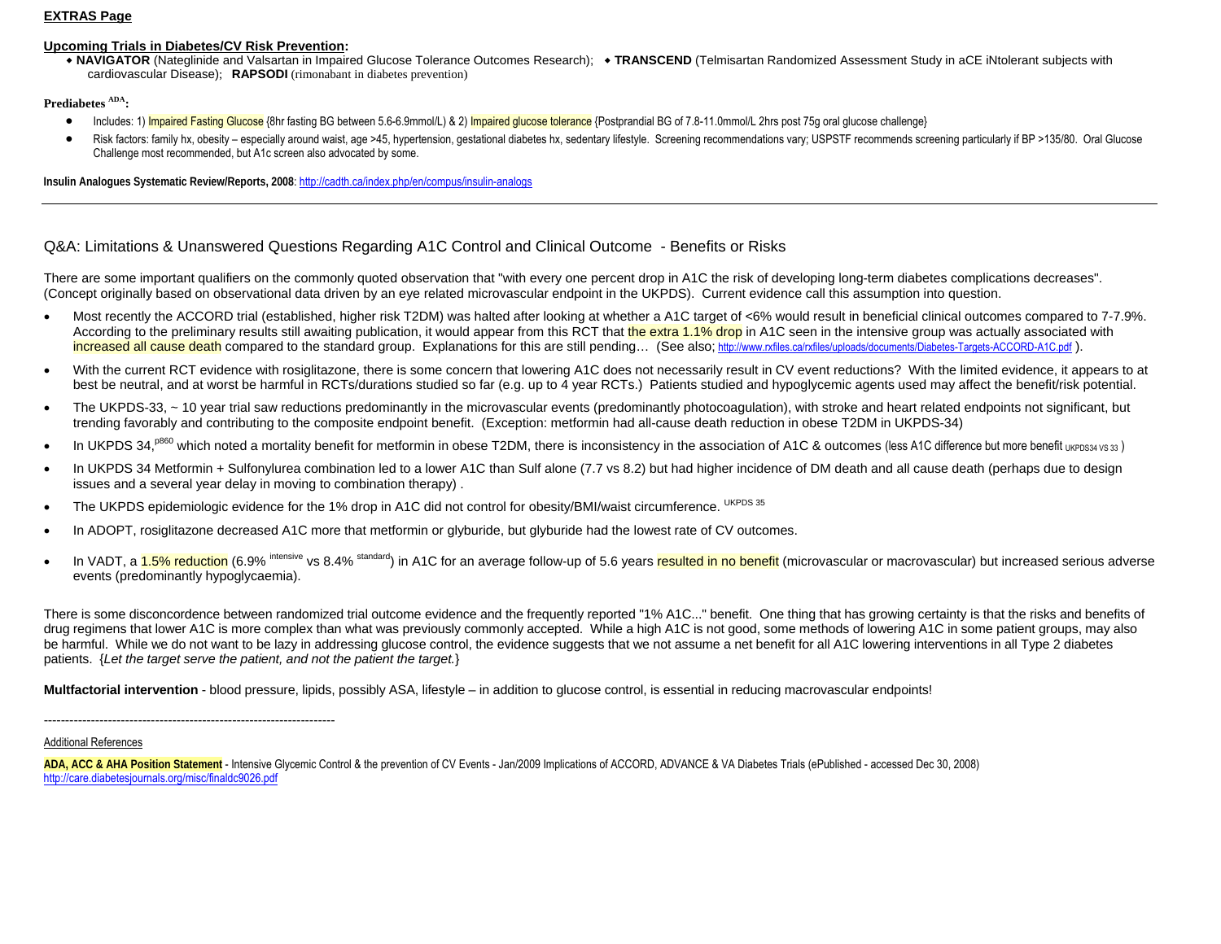**EXTRAS Page**

**Upcoming Trials in Diabetes/CV Risk Prevention:**

- **NAVIGATOR** (Nateglinide and Valsartan in Impaired Glucose Tolerance Outcomes Research); ◆ **TRANSCEND** (Telmisartan Randomized Assessment Study in aCE iNtolerant subjects with cardiovascular Disease); **RAPSODI** (rimonabant in diabetes prevention)

**Prediabetes** [ADA]**:**

- Includes: 1) Impaired Fasting Glucose {8hr fasting BG between 5.6-6.9mmol/L) & 2) Impaired glucose tolerance {Postprandial BG of 7.8-11.0mmol/L 2hrs post 75g oral glucose challenge}
- Risk factors: family hx, obesity – especially around waist, age >45, hypertension, gestational diabetes hx, sedentary lifestyle. Screening recommendations vary; USPSTF recommends screening particularly if BP >135/80. Oral Glucose Challenge most recommended, but A1c screen also advocated by some.

**Insulin Analogues Systematic Review/Reports, 2008**: http://cadth.ca/index.php/en/compus/insulin-analogs

---

## Q&A: Limitations & Unanswered Questions Regarding A1C Control and Clinical Outcome - Benefits or Risks

There are some important qualifiers on the commonly quoted observation that "with every one percent drop in A1C the risk of developing long-term diabetes complications decreases". (Concept originally based on observational data driven by an eye related microvascular endpoint in the UKPDS). Current evidence call this assumption into question.

- Most recently the ACCORD trial (established, higher risk T2DM) was halted after looking at whether a A1C target of <6% would result in beneficial clinical outcomes compared to 7-7.9%. According to the preliminary results still awaiting publication, it would appear from this RCT that the extra 1.1% drop in A1C seen in the intensive group was actually associated with increased all cause death compared to the standard group. Explanations for this are still pending… (See also; http://www.rxfiles.ca/rxfiles/uploads/documents/Diabetes-Targets-ACCORD-A1C.pdf ).
- With the current RCT evidence with rosiglitazone, there is some concern that lowering A1C does not necessarily result in CV event reductions? With the limited evidence, it appears to at best be neutral, and at worst be harmful in RCTs/durations studied so far (e.g. up to 4 year RCTs.) Patients studied and hypoglycemic agents used may affect the benefit/risk potential.
- The UKPDS-33, ~ 10 year trial saw reductions predominantly in the microvascular events (predominantly photocoagulation), with stroke and heart related endpoints not significant, but trending favorably and contributing to the composite endpoint benefit. (Exception: metformin had all-cause death reduction in obese T2DM in UKPDS-34)
- In UKPDS 34,[p860] which noted a mortality benefit for metformin in obese T2DM, there is inconsistency in the association of A1C & outcomes (less A1C difference but more benefit [UKPDS34 VS 33] )
- In UKPDS 34 Metformin + Sulfonylurea combination led to a lower A1C than Sulf alone (7.7 vs 8.2) but had higher incidence of DM death and all cause death (perhaps due to design issues and a several year delay in moving to combination therapy) .
- The UKPDS epidemiologic evidence for the 1% drop in A1C did not control for obesity/BMI/waist circumference. [UKPDS 35]
- In ADOPT, rosiglitazone decreased A1C more that metformin or glyburide, but glyburide had the lowest rate of CV outcomes.
- In VADT, a 1.5% reduction (6.9% [intensive] vs 8.4% [standard]) in A1C for an average follow-up of 5.6 years resulted in no benefit (microvascular or macrovascular) but increased serious adverse events (predominantly hypoglycaemia).

There is some disconcordence between randomized trial outcome evidence and the frequently reported "1% A1C..." benefit. One thing that has growing certainty is that the risks and benefits of drug regimens that lower A1C is more complex than what was previously commonly accepted. While a high A1C is not good, some methods of lowering A1C in some patient groups, may also be harmful. While we do not want to be lazy in addressing glucose control, the evidence suggests that we not assume a net benefit for all A1C lowering interventions in all Type 2 diabetes patients. {*Let the target serve the patient, and not the patient the target.*}

**Multfactorial intervention** - blood pressure, lipids, possibly ASA, lifestyle – in addition to glucose control, is essential in reducing macrovascular endpoints!

---------------------------------------------------------------------

Additional References

**ADA, ACC & AHA Position Statement** - Intensive Glycemic Control & the prevention of CV Events - Jan/2009 Implications of ACCORD, ADVANCE & VA Diabetes Trials (ePublished - accessed Dec 30, 2008) http://care.diabetesjournals.org/misc/finaldc9026.pdf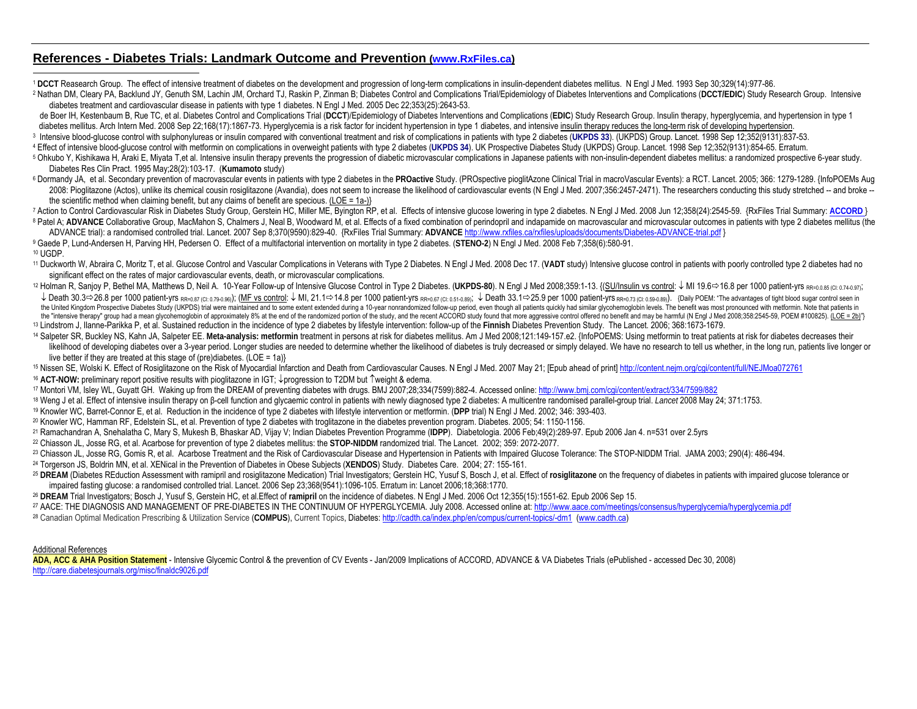# References - Diabetes Trials: Landmark Outcome and Prevention (www.RxFiles.ca)

[1] **DCCT** Research Group. The effect of intensive treatment of diabetes on the development and progression of long-term complications in insulin-dependent diabetes mellitus. N Engl J Med. 1993 Sep 30;329(14):977-86.

[2] Nathan DM, Cleary PA, Backlund JY, Genuth SM, Lachin JM, Orchard TJ, Raskin P, Zinman B; Diabetes Control and Complications Trial/Epidemiology of Diabetes Interventions and Complications (**DCCT/EDIC**) Study Research Group. Intensive diabetes treatment and cardiovascular disease in patients with type 1 diabetes. N Engl J Med. 2005 Dec 22;353(25):2643-53.
de Boer IH, Kestenbaum B, Rue TC, et al. Diabetes Control and Complications Trial (**DCCT**)/Epidemiology of Diabetes Interventions and Complications (**EDIC**) Study Research Group. Insulin therapy, hyperglycemia, and hypertension in type 1 diabetes mellitus. Arch Intern Med. 2008 Sep 22;168(17):1867-73. Hyperglycemia is a risk factor for incident hypertension in type 1 diabetes, and intensive insulin therapy reduces the long-term risk of developing hypertension.

[3] Intensive blood-glucose control with sulphonylureas or insulin compared with conventional treatment and risk of complications in patients with type 2 diabetes (**UKPDS 33**). (UKPDS) Group. Lancet. 1998 Sep 12;352(9131):837-53.

[4] Effect of intensive blood-glucose control with metformin on complications in overweight patients with type 2 diabetes (**UKPDS 34**). UK Prospective Diabetes Study (UKPDS) Group. Lancet. 1998 Sep 12;352(9131):854-65. Erratum.

[5] Ohkubo Y, Kishikawa H, Araki E, Miyata T,et al. Intensive insulin therapy prevents the progression of diabetic microvascular complications in Japanese patients with non-insulin-dependent diabetes mellitus: a randomized prospective 6-year study. Diabetes Res Clin Pract. 1995 May;28(2):103-17. (**Kumamoto** study)

[6] Dormandy JA, et al. Secondary prevention of macrovascular events in patients with type 2 diabetes in the **PROactive** Study. (PROspective pioglitAzone Clinical Trial in macroVascular Events): a RCT. Lancet. 2005; 366: 1279-1289. {InfoPOEMs Aug 2008: Pioglitazone (Actos), unlike its chemical cousin rosiglitazone (Avandia), does not seem to increase the likelihood of cardiovascular events (N Engl J Med. 2007;356:2457-2471). The researchers conducting this study stretched -- and broke -- the scientific method when claiming benefit, but any claims of benefit are specious. (LOE = 1a-)}

[7] Action to Control Cardiovascular Risk in Diabetes Study Group, Gerstein HC, Miller ME, Byington RP, et al. Effects of intensive glucose lowering in type 2 diabetes. N Engl J Med. 2008 Jun 12;358(24):2545-59. {RxFiles Trial Summary: **ACCORD** }

[8] Patel A; **ADVANCE** Collaborative Group, MacMahon S, Chalmers J, Neal B, Woodward M, et al. Effects of a fixed combination of perindopril and indapamide on macrovascular and microvascular outcomes in patients with type 2 diabetes mellitus (the ADVANCE trial): a randomised controlled trial. Lancet. 2007 Sep 8;370(9590):829-40. {RxFiles Trial Summary: **ADVANCE** http://www.rxfiles.ca/rxfiles/uploads/documents/Diabetes-ADVANCE-trial.pdf }

[9] Gaede P, Lund-Andersen H, Parving HH, Pedersen O. Effect of a multifactorial intervention on mortality in type 2 diabetes. (**STENO-2**) N Engl J Med. 2008 Feb 7;358(6):580-91.

[10] UGDP.

[11] Duckworth W, Abraira C, Moritz T, et al. Glucose Control and Vascular Complications in Veterans with Type 2 Diabetes. N Engl J Med. 2008 Dec 17. (**VADT** study) Intensive glucose control in patients with poorly controlled type 2 diabetes had no significant effect on the rates of major cardiovascular events, death, or microvascular complications.

[12] Holman R, Sanjoy P, Bethel MA, Matthews D, Neil A. 10-Year Follow-up of Intensive Glucose Control in Type 2 Diabetes. (**UKPDS-80**). N Engl J Med 2008;359:1-13. {(SU/Insulin vs control: ↓ MI 19.6⇨16.8 per 1000 patient-yrs RR=0.85 (CI: 0.74-0.97); ↓ Death 30.3⇨26.8 per 1000 patient-yrs RR=0.87 (CI: 0.79-0.96)); (MF vs control: ↓ MI, 21.1⇨14.8 per 1000 patient-yrs RR=0.67 (CI: 0.51-0.89); ↓ Death 33.1⇨25.9 per 1000 patient-yrs RR=0.73 (CI: 0.59-0.89)). {Daily POEM: "The advantages of tight blood sugar control seen in the United Kingdom Prospective Diabetes Study (UKPDS) trial were maintained and to some extent extended during a 10-year nonrandomized follow-up period, even though all patients quickly had similar glycohemoglobin levels. The benefit was most pronounced with metformin. Note that patients in the "intensive therapy" group had a mean glycohemoglobin of approximately 8% at the end of the randomized portion of the study, and the recent ACCORD study found that more aggressive control offered no benefit and may be harmful (N Engl J Med 2008;358:2545-59, POEM #100825). (LOE = 2b)"}

[13] Lindstrom J, Ilanne-Parikka P, et al. Sustained reduction in the incidence of type 2 diabetes by lifestyle intervention: follow-up of the **Finnish** Diabetes Prevention Study. The Lancet. 2006; 368:1673-1679.

[14] Salpeter SR, Buckley NS, Kahn JA, Salpeter EE. **Meta-analysis: metformin** treatment in persons at risk for diabetes mellitus. Am J Med 2008;121:149-157.e2. {InfoPOEMS: Using metformin to treat patients at risk for diabetes decreases their likelihood of developing diabetes over a 3-year period. Longer studies are needed to determine whether the likelihood of diabetes is truly decreased or simply delayed. We have no research to tell us whether, in the long run, patients live longer or live better if they are treated at this stage of (pre)diabetes. (LOE = 1a)}

[15] Nissen SE, Wolski K. Effect of Rosiglitazone on the Risk of Myocardial Infarction and Death from Cardiovascular Causes. N Engl J Med. 2007 May 21; [Epub ahead of print] http://content.nejm.org/cgi/content/full/NEJMoa072761

[16] **ACT-NOW:** preliminary report positive results with pioglitazone in IGT; ↓progression to T2DM but ↑weight & edema.

[17] Montori VM, Isley WL, Guyatt GH. Waking up from the DREAM of preventing diabetes with drugs. BMJ 2007;28;334(7599):882-4. Accessed online: http://www.bmj.com/cgi/content/extract/334/7599/882

[18] Weng J et al. Effect of intensive insulin therapy on β-cell function and glycaemic control in patients with newly diagnosed type 2 diabetes: A multicentre randomised parallel-group trial. *Lancet* 2008 May 24; 371:1753.

[19] Knowler WC, Barret-Connor E, et al. Reduction in the incidence of type 2 diabetes with lifestyle intervention or metformin. (**DPP** trial) N Engl J Med. 2002; 346: 393-403.

[20] Knowler WC, Hamman RF, Edelstein SL, et al. Prevention of type 2 diabetes with troglitazone in the diabetes prevention program. Diabetes. 2005; 54: 1150-1156.

[21] Ramachandran A, Snehalatha C, Mary S, Mukesh B, Bhaskar AD, Vijay V; Indian Diabetes Prevention Programme (**IDPP**). Diabetologia. 2006 Feb;49(2):289-97. Epub 2006 Jan 4. n=531 over 2.5yrs

[22] Chiasson JL, Josse RG, et al. Acarbose for prevention of type 2 diabetes mellitus: the **STOP-NIDDM** randomized trial. The Lancet. 2002; 359: 2072-2077.

[23] Chiasson JL, Josse RG, Gomis R, et al. Acarbose Treatment and the Risk of Cardiovascular Disease and Hypertension in Patients with Impaired Glucose Tolerance: The STOP-NIDDM Trial. JAMA 2003; 290(4): 486-494.

[24] Torgerson JS, Boldrin MN, et al. XENical in the Prevention of Diabetes in Obese Subjects (**XENDOS**) Study. Diabetes Care. 2004; 27: 155-161.

[25] **DREAM** (Diabetes REduction Assessment with ramipril and rosiglitazone Medication) Trial Investigators; Gerstein HC, Yusuf S, Bosch J, et al. Effect of **rosiglitazone** on the frequency of diabetes in patients with impaired glucose tolerance or impaired fasting glucose: a randomised controlled trial. Lancet. 2006 Sep 23;368(9541):1096-105. Erratum in: Lancet 2006;18;368:1770.

[26] **DREAM** Trial Investigators; Bosch J, Yusuf S, Gerstein HC, et al.Effect of **ramipril** on the incidence of diabetes. N Engl J Med. 2006 Oct 12;355(15):1551-62. Epub 2006 Sep 15.

[27] AACE: THE DIAGNOSIS AND MANAGEMENT OF PRE-DIABETES IN THE CONTINUUM OF HYPERGLYCEMIA. July 2008. Accessed online at: http://www.aace.com/meetings/consensus/hyperglycemia/hyperglycemia.pdf

[28] Canadian Optimal Medication Prescribing & Utilization Service (**COMPUS**), Current Topics, Diabetes: http://cadth.ca/index.php/en/compus/current-topics/-dm1 (www.cadth.ca)

Additional References

**ADA, ACC & AHA Position Statement** - Intensive Glycemic Control & the prevention of CV Events - Jan/2009 Implications of ACCORD, ADVANCE & VA Diabetes Trials (ePublished - accessed Dec 30, 2008)
http://care.diabetesjournals.org/misc/finaldc9026.pdf